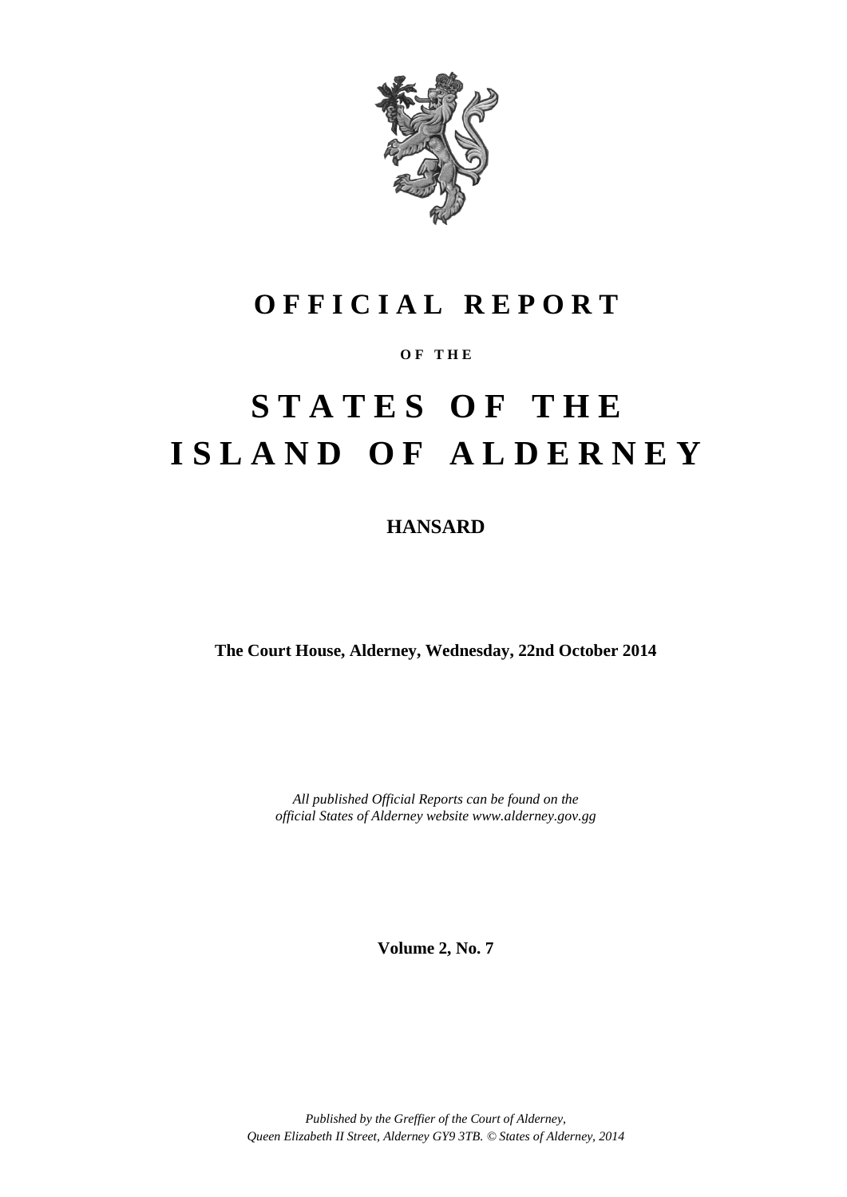# OFFICIAL REPORT

OF THE

# STATES OF THE ISLAND OF ALDERNEY

## HANSARD

**The Court House, Alderney, Wednesday, 22nd October 2014**

*All published Official Reports can be found on the official States of Alderney website www.alderney.gov.gg*

**Volume 2, No. 7**

*Published by the Greffier of the Court of Alderney, Queen Elizabeth II Street, Alderney GY9 3TB. © States of Alderney, 2014*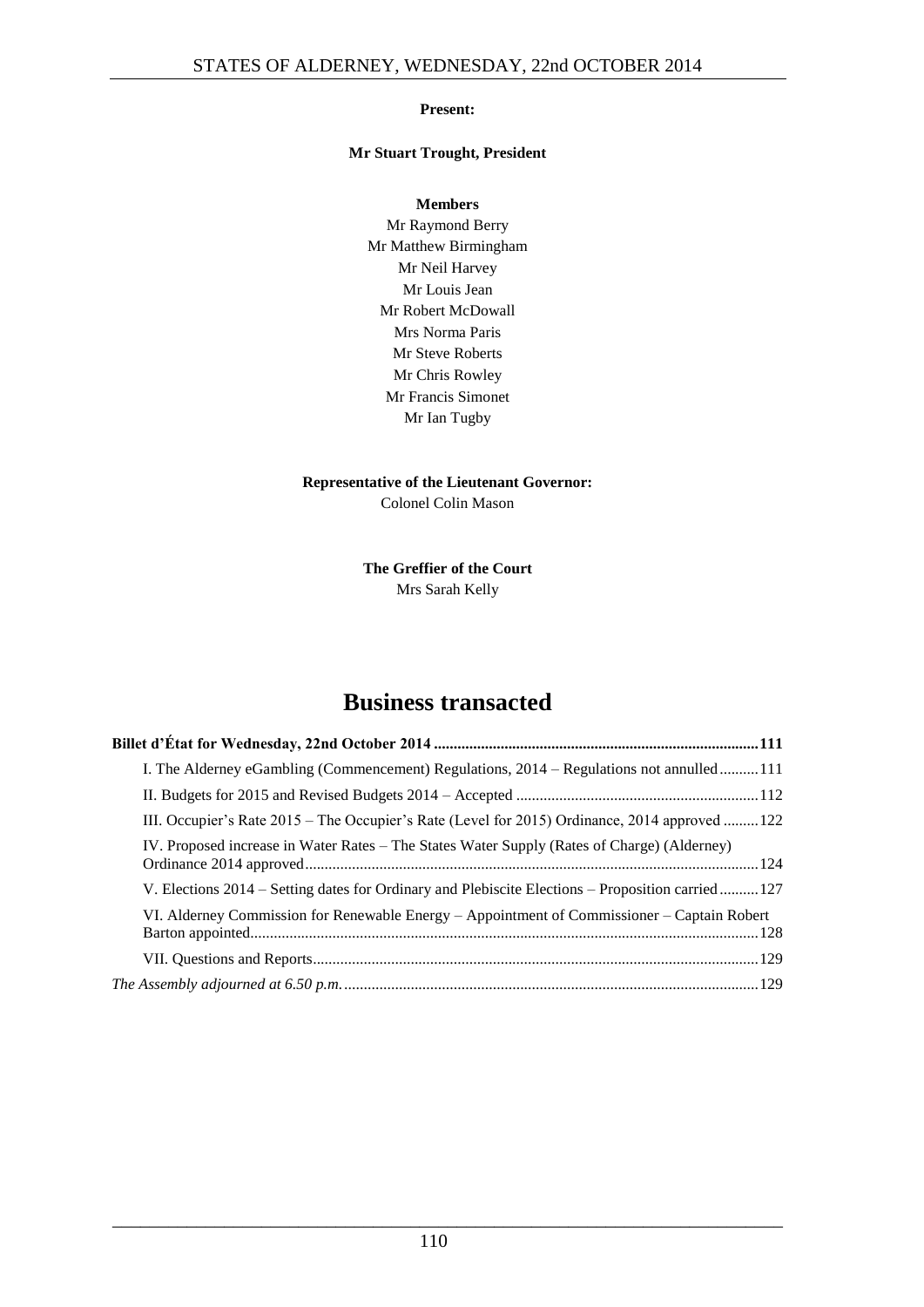**Present:**

**Mr Stuart Trought, President**

**Members**

Mr Raymond Berry
Mr Matthew Birmingham
Mr Neil Harvey
Mr Louis Jean
Mr Robert McDowall
Mrs Norma Paris
Mr Steve Roberts
Mr Chris Rowley
Mr Francis Simonet
Mr Ian Tugby

**Representative of the Lieutenant Governor:**
Colonel Colin Mason

**The Greffier of the Court**
Mrs Sarah Kelly

# Business transacted

**Billet d'État for Wednesday, 22nd October 2014 .................................................................................111**

I. The Alderney eGambling (Commencement) Regulations, 2014 – Regulations not annulled..........111

II. Budgets for 2015 and Revised Budgets 2014 – Accepted .............................................................112

III. Occupier's Rate 2015 – The Occupier's Rate (Level for 2015) Ordinance, 2014 approved .........122

IV. Proposed increase in Water Rates – The States Water Supply (Rates of Charge) (Alderney) Ordinance 2014 approved...................................................................................................................124

V. Elections 2014 – Setting dates for Ordinary and Plebiscite Elections – Proposition carried..........127

VI. Alderney Commission for Renewable Energy – Appointment of Commissioner – Captain Robert Barton appointed.................................................................................................................................128

VII. Questions and Reports.................................................................................................................129

*The Assembly adjourned at 6.50 p.m.*..........................................................................................................129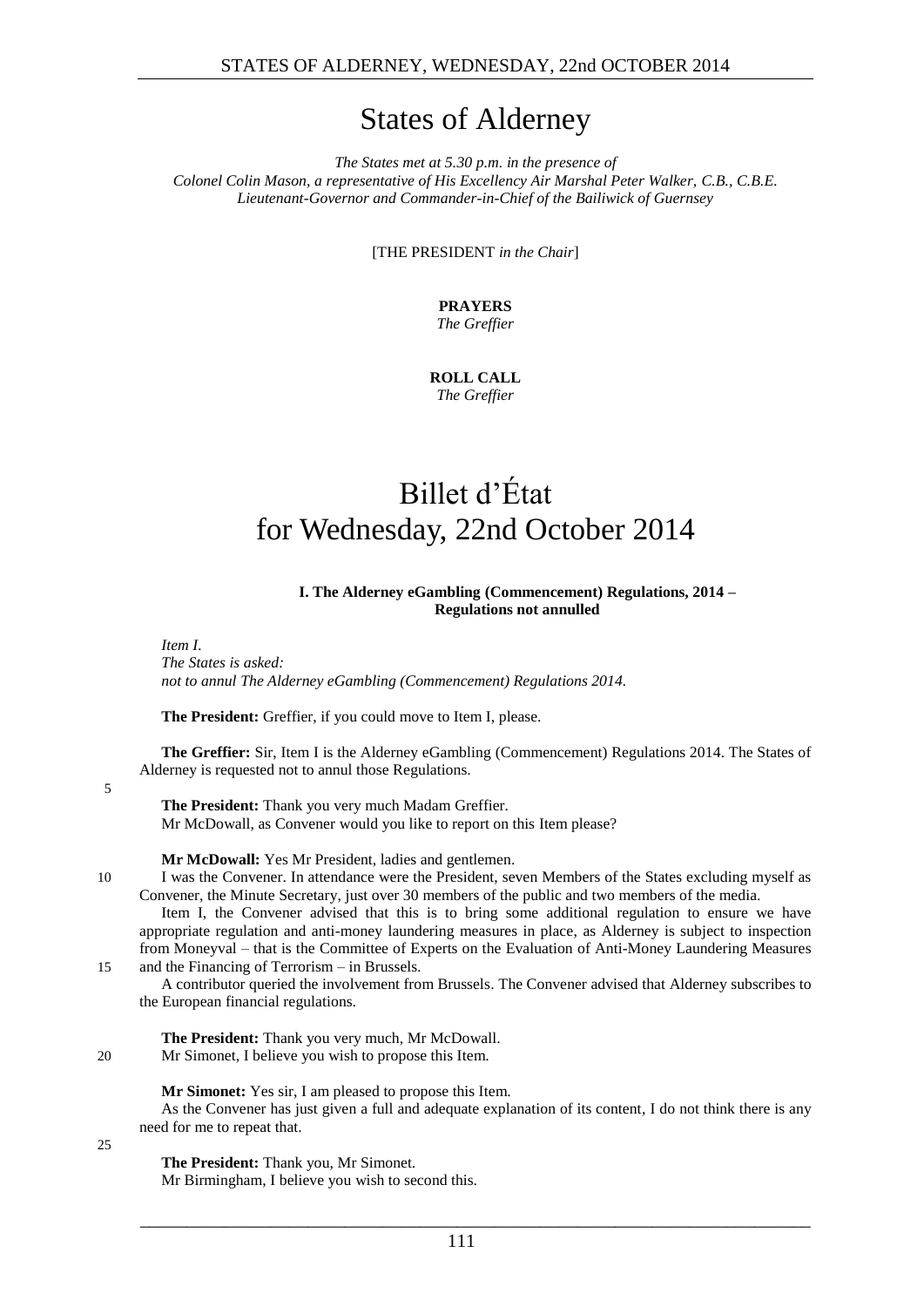# States of Alderney

*The States met at 5.30 p.m. in the presence of*
*Colonel Colin Mason, a representative of His Excellency Air Marshal Peter Walker, C.B., C.B.E.*
*Lieutenant-Governor and Commander-in-Chief of the Bailiwick of Guernsey*

[THE PRESIDENT *in the Chair*]

**PRAYERS**
*The Greffier*

**ROLL CALL**
*The Greffier*

# Billet d'État for Wednesday, 22nd October 2014

### I. The Alderney eGambling (Commencement) Regulations, 2014 – Regulations not annulled

*Item I.*
*The States is asked:*
*not to annul The Alderney eGambling (Commencement) Regulations 2014.*

**The President:** Greffier, if you could move to Item I, please.

**The Greffier:** Sir, Item I is the Alderney eGambling (Commencement) Regulations 2014. The States of Alderney is requested not to annul those Regulations.

**The President:** Thank you very much Madam Greffier.
Mr McDowall, as Convener would you like to report on this Item please?

**Mr McDowall:** Yes Mr President, ladies and gentlemen.
I was the Convener. In attendance were the President, seven Members of the States excluding myself as Convener, the Minute Secretary, just over 30 members of the public and two members of the media.

Item I, the Convener advised that this is to bring some additional regulation to ensure we have appropriate regulation and anti-money laundering measures in place, as Alderney is subject to inspection from Moneyval – that is the Committee of Experts on the Evaluation of Anti-Money Laundering Measures and the Financing of Terrorism – in Brussels.

A contributor queried the involvement from Brussels. The Convener advised that Alderney subscribes to the European financial regulations.

**The President:** Thank you very much, Mr McDowall.
Mr Simonet, I believe you wish to propose this Item.

**Mr Simonet:** Yes sir, I am pleased to propose this Item.
As the Convener has just given a full and adequate explanation of its content, I do not think there is any need for me to repeat that.

**The President:** Thank you, Mr Simonet.
Mr Birmingham, I believe you wish to second this.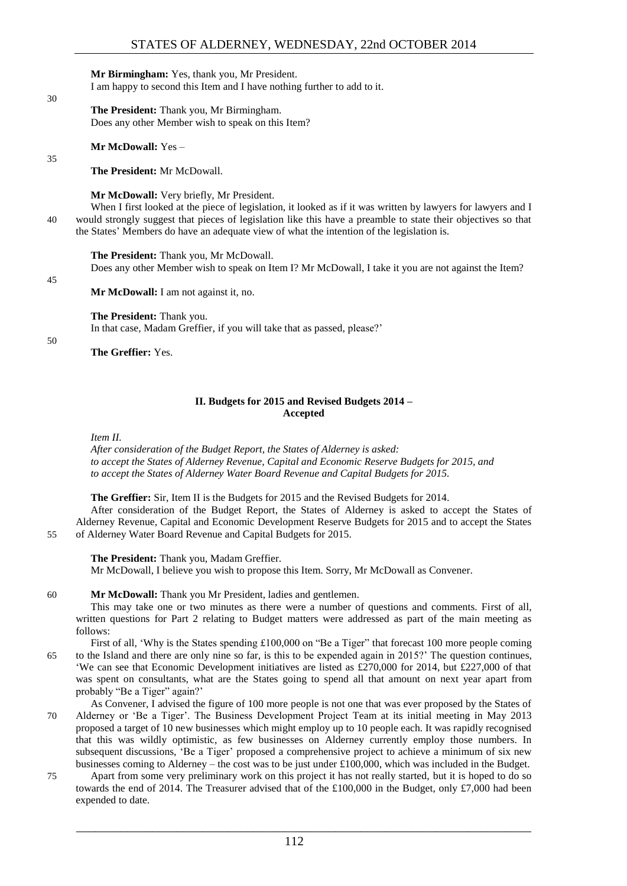**Mr Birmingham:** Yes, thank you, Mr President.

I am happy to second this Item and I have nothing further to add to it.

**The President:** Thank you, Mr Birmingham.

Does any other Member wish to speak on this Item?

**Mr McDowall:** Yes –

**The President:** Mr McDowall.

**Mr McDowall:** Very briefly, Mr President.

When I first looked at the piece of legislation, it looked as if it was written by lawyers for lawyers and I would strongly suggest that pieces of legislation like this have a preamble to state their objectives so that the States' Members do have an adequate view of what the intention of the legislation is.

**The President:** Thank you, Mr McDowall.

Does any other Member wish to speak on Item I? Mr McDowall, I take it you are not against the Item?

**Mr McDowall:** I am not against it, no.

**The President:** Thank you.

In that case, Madam Greffier, if you will take that as passed, please?'

**The Greffier:** Yes.

### II. Budgets for 2015 and Revised Budgets 2014 – Accepted

*Item II.*

*After consideration of the Budget Report, the States of Alderney is asked:*
*to accept the States of Alderney Revenue, Capital and Economic Reserve Budgets for 2015, and*
*to accept the States of Alderney Water Board Revenue and Capital Budgets for 2015.*

**The Greffier:** Sir, Item II is the Budgets for 2015 and the Revised Budgets for 2014.

After consideration of the Budget Report, the States of Alderney is asked to accept the States of Alderney Revenue, Capital and Economic Development Reserve Budgets for 2015 and to accept the States of Alderney Water Board Revenue and Capital Budgets for 2015.

**The President:** Thank you, Madam Greffier.

Mr McDowall, I believe you wish to propose this Item. Sorry, Mr McDowall as Convener.

**Mr McDowall:** Thank you Mr President, ladies and gentlemen.

This may take one or two minutes as there were a number of questions and comments. First of all, written questions for Part 2 relating to Budget matters were addressed as part of the main meeting as follows:

First of all, 'Why is the States spending £100,000 on "Be a Tiger" that forecast 100 more people coming to the Island and there are only nine so far, is this to be expended again in 2015?' The question continues, 'We can see that Economic Development initiatives are listed as £270,000 for 2014, but £227,000 of that was spent on consultants, what are the States going to spend all that amount on next year apart from probably "Be a Tiger" again?'

As Convener, I advised the figure of 100 more people is not one that was ever proposed by the States of Alderney or 'Be a Tiger'. The Business Development Project Team at its initial meeting in May 2013 proposed a target of 10 new businesses which might employ up to 10 people each. It was rapidly recognised that this was wildly optimistic, as few businesses on Alderney currently employ those numbers. In subsequent discussions, 'Be a Tiger' proposed a comprehensive project to achieve a minimum of six new businesses coming to Alderney – the cost was to be just under £100,000, which was included in the Budget.

Apart from some very preliminary work on this project it has not really started, but it is hoped to do so towards the end of 2014. The Treasurer advised that of the £100,000 in the Budget, only £7,000 had been expended to date.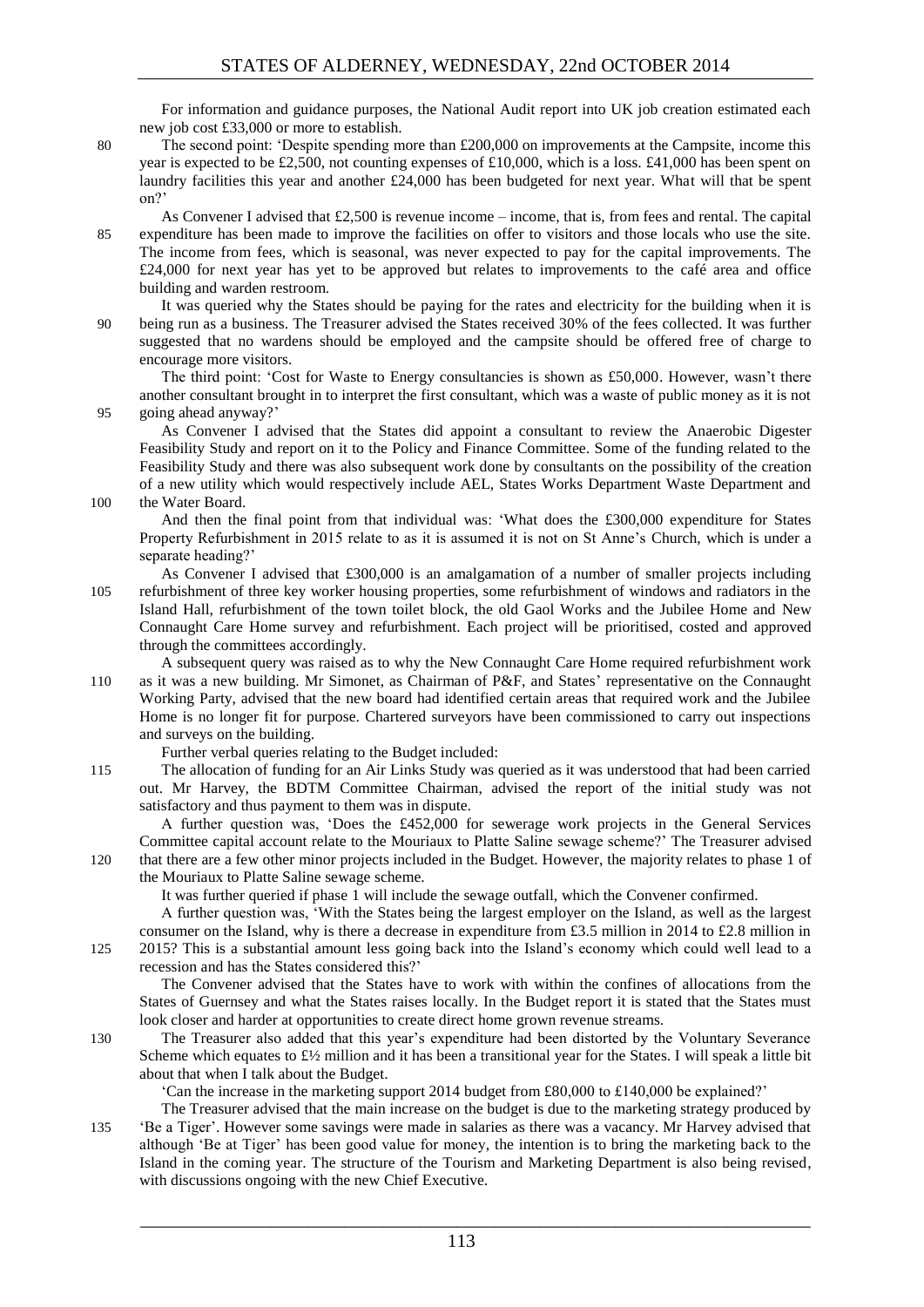For information and guidance purposes, the National Audit report into UK job creation estimated each new job cost £33,000 or more to establish.

The second point: 'Despite spending more than £200,000 on improvements at the Campsite, income this year is expected to be £2,500, not counting expenses of £10,000, which is a loss. £41,000 has been spent on laundry facilities this year and another £24,000 has been budgeted for next year. What will that be spent on?'

As Convener I advised that £2,500 is revenue income – income, that is, from fees and rental. The capital expenditure has been made to improve the facilities on offer to visitors and those locals who use the site. The income from fees, which is seasonal, was never expected to pay for the capital improvements. The £24,000 for next year has yet to be approved but relates to improvements to the café area and office building and warden restroom.

It was queried why the States should be paying for the rates and electricity for the building when it is being run as a business. The Treasurer advised the States received 30% of the fees collected. It was further suggested that no wardens should be employed and the campsite should be offered free of charge to encourage more visitors.

The third point: 'Cost for Waste to Energy consultancies is shown as £50,000. However, wasn't there another consultant brought in to interpret the first consultant, which was a waste of public money as it is not going ahead anyway?'

As Convener I advised that the States did appoint a consultant to review the Anaerobic Digester Feasibility Study and report on it to the Policy and Finance Committee. Some of the funding related to the Feasibility Study and there was also subsequent work done by consultants on the possibility of the creation of a new utility which would respectively include AEL, States Works Department Waste Department and the Water Board.

And then the final point from that individual was: 'What does the £300,000 expenditure for States Property Refurbishment in 2015 relate to as it is assumed it is not on St Anne's Church, which is under a separate heading?'

As Convener I advised that £300,000 is an amalgamation of a number of smaller projects including refurbishment of three key worker housing properties, some refurbishment of windows and radiators in the Island Hall, refurbishment of the town toilet block, the old Gaol Works and the Jubilee Home and New Connaught Care Home survey and refurbishment. Each project will be prioritised, costed and approved through the committees accordingly.

A subsequent query was raised as to why the New Connaught Care Home required refurbishment work as it was a new building. Mr Simonet, as Chairman of P&F, and States' representative on the Connaught Working Party, advised that the new board had identified certain areas that required work and the Jubilee Home is no longer fit for purpose. Chartered surveyors have been commissioned to carry out inspections and surveys on the building.

Further verbal queries relating to the Budget included:

The allocation of funding for an Air Links Study was queried as it was understood that had been carried out. Mr Harvey, the BDTM Committee Chairman, advised the report of the initial study was not satisfactory and thus payment to them was in dispute.

A further question was, 'Does the £452,000 for sewerage work projects in the General Services Committee capital account relate to the Mouriaux to Platte Saline sewage scheme?' The Treasurer advised that there are a few other minor projects included in the Budget. However, the majority relates to phase 1 of the Mouriaux to Platte Saline sewage scheme.

It was further queried if phase 1 will include the sewage outfall, which the Convener confirmed.

A further question was, 'With the States being the largest employer on the Island, as well as the largest consumer on the Island, why is there a decrease in expenditure from £3.5 million in 2014 to £2.8 million in 2015? This is a substantial amount less going back into the Island's economy which could well lead to a recession and has the States considered this?'

The Convener advised that the States have to work with within the confines of allocations from the States of Guernsey and what the States raises locally. In the Budget report it is stated that the States must look closer and harder at opportunities to create direct home grown revenue streams.

The Treasurer also added that this year's expenditure had been distorted by the Voluntary Severance Scheme which equates to £½ million and it has been a transitional year for the States. I will speak a little bit about that when I talk about the Budget.

'Can the increase in the marketing support 2014 budget from £80,000 to £140,000 be explained?'

The Treasurer advised that the main increase on the budget is due to the marketing strategy produced by 'Be a Tiger'. However some savings were made in salaries as there was a vacancy. Mr Harvey advised that although 'Be at Tiger' has been good value for money, the intention is to bring the marketing back to the Island in the coming year. The structure of the Tourism and Marketing Department is also being revised, with discussions ongoing with the new Chief Executive.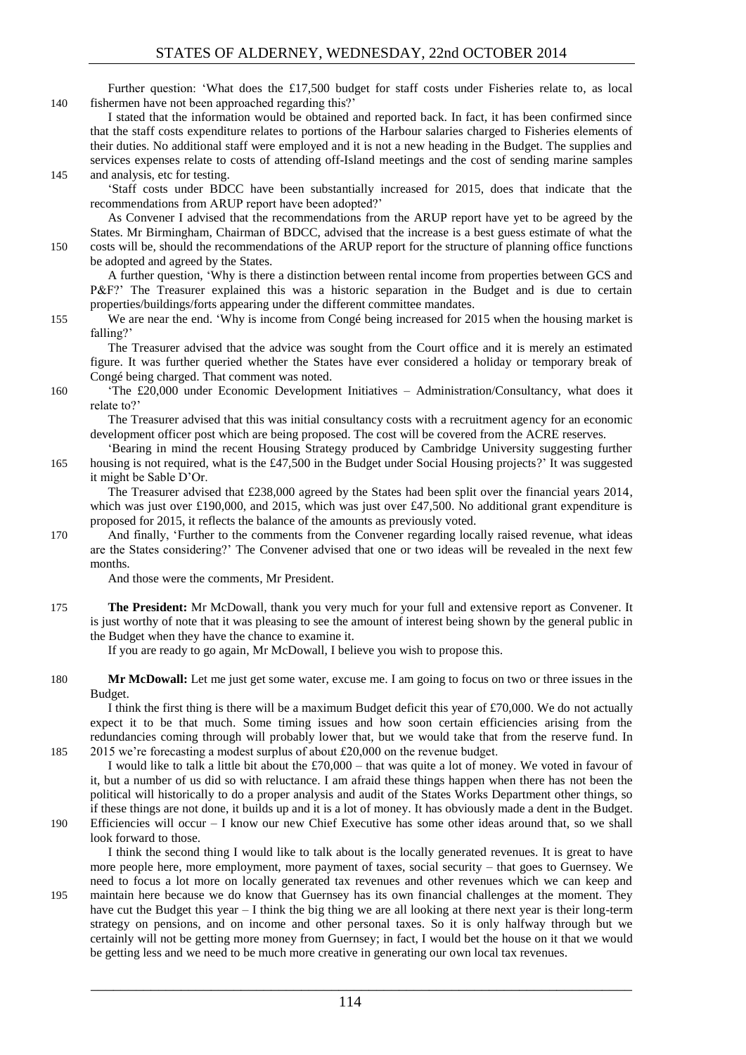Further question: 'What does the £17,500 budget for staff costs under Fisheries relate to, as local fishermen have not been approached regarding this?'

I stated that the information would be obtained and reported back. In fact, it has been confirmed since that the staff costs expenditure relates to portions of the Harbour salaries charged to Fisheries elements of their duties. No additional staff were employed and it is not a new heading in the Budget. The supplies and services expenses relate to costs of attending off-Island meetings and the cost of sending marine samples and analysis, etc for testing.

'Staff costs under BDCC have been substantially increased for 2015, does that indicate that the recommendations from ARUP report have been adopted?'

As Convener I advised that the recommendations from the ARUP report have yet to be agreed by the States. Mr Birmingham, Chairman of BDCC, advised that the increase is a best guess estimate of what the costs will be, should the recommendations of the ARUP report for the structure of planning office functions be adopted and agreed by the States.

A further question, 'Why is there a distinction between rental income from properties between GCS and P&F?' The Treasurer explained this was a historic separation in the Budget and is due to certain properties/buildings/forts appearing under the different committee mandates.

We are near the end. 'Why is income from Congé being increased for 2015 when the housing market is falling?'

The Treasurer advised that the advice was sought from the Court office and it is merely an estimated figure. It was further queried whether the States have ever considered a holiday or temporary break of Congé being charged. That comment was noted.

'The £20,000 under Economic Development Initiatives – Administration/Consultancy, what does it relate to?'

The Treasurer advised that this was initial consultancy costs with a recruitment agency for an economic development officer post which are being proposed. The cost will be covered from the ACRE reserves.

'Bearing in mind the recent Housing Strategy produced by Cambridge University suggesting further housing is not required, what is the £47,500 in the Budget under Social Housing projects?' It was suggested it might be Sable D'Or.

The Treasurer advised that £238,000 agreed by the States had been split over the financial years 2014, which was just over £190,000, and 2015, which was just over £47,500. No additional grant expenditure is proposed for 2015, it reflects the balance of the amounts as previously voted.

And finally, 'Further to the comments from the Convener regarding locally raised revenue, what ideas are the States considering?' The Convener advised that one or two ideas will be revealed in the next few months.

And those were the comments, Mr President.

**The President:** Mr McDowall, thank you very much for your full and extensive report as Convener. It is just worthy of note that it was pleasing to see the amount of interest being shown by the general public in the Budget when they have the chance to examine it.

If you are ready to go again, Mr McDowall, I believe you wish to propose this.

**Mr McDowall:** Let me just get some water, excuse me. I am going to focus on two or three issues in the Budget.

I think the first thing is there will be a maximum Budget deficit this year of £70,000. We do not actually expect it to be that much. Some timing issues and how soon certain efficiencies arising from the redundancies coming through will probably lower that, but we would take that from the reserve fund. In 2015 we're forecasting a modest surplus of about £20,000 on the revenue budget.

I would like to talk a little bit about the £70,000 – that was quite a lot of money. We voted in favour of it, but a number of us did so with reluctance. I am afraid these things happen when there has not been the political will historically to do a proper analysis and audit of the States Works Department other things, so if these things are not done, it builds up and it is a lot of money. It has obviously made a dent in the Budget. Efficiencies will occur – I know our new Chief Executive has some other ideas around that, so we shall look forward to those.

I think the second thing I would like to talk about is the locally generated revenues. It is great to have more people here, more employment, more payment of taxes, social security – that goes to Guernsey. We need to focus a lot more on locally generated tax revenues and other revenues which we can keep and maintain here because we do know that Guernsey has its own financial challenges at the moment. They have cut the Budget this year – I think the big thing we are all looking at there next year is their long-term strategy on pensions, and on income and other personal taxes. So it is only halfway through but we certainly will not be getting more money from Guernsey; in fact, I would bet the house on it that we would be getting less and we need to be much more creative in generating our own local tax revenues.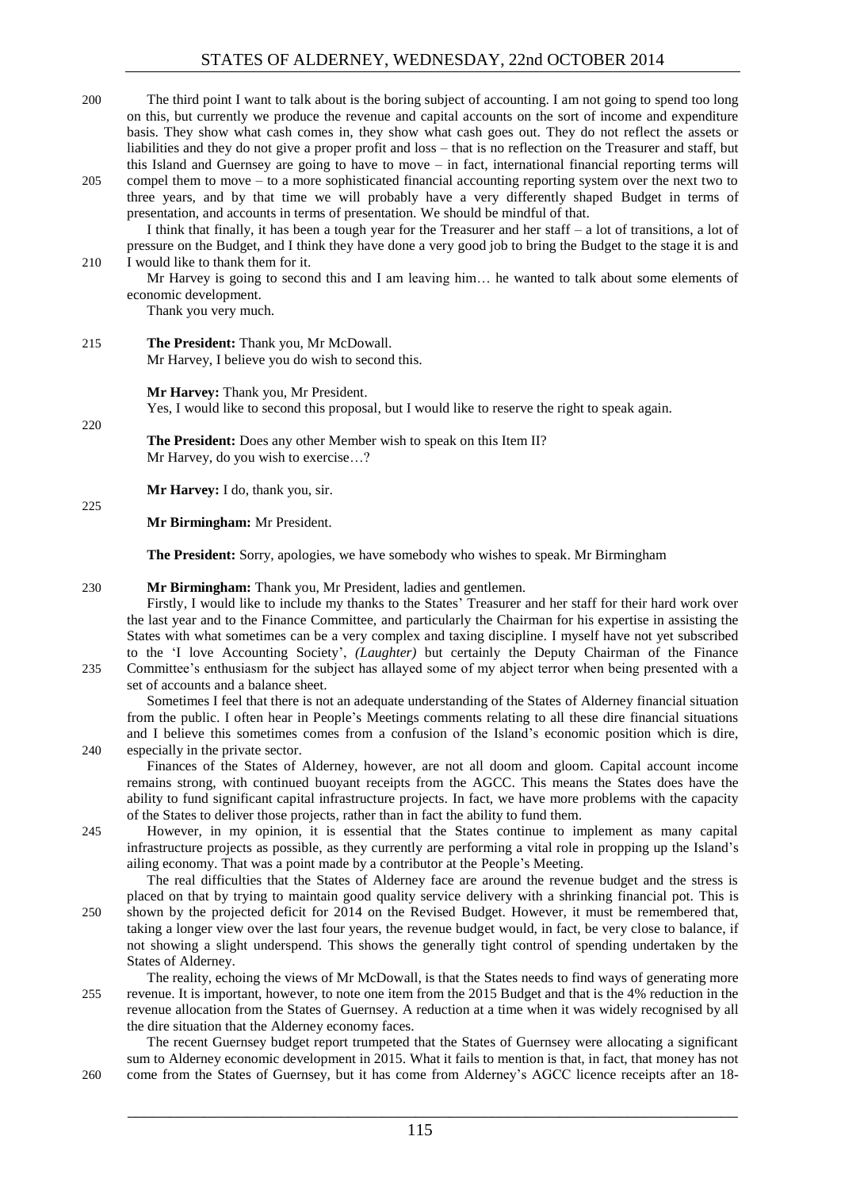The third point I want to talk about is the boring subject of accounting. I am not going to spend too long on this, but currently we produce the revenue and capital accounts on the sort of income and expenditure basis. They show what cash comes in, they show what cash goes out. They do not reflect the assets or liabilities and they do not give a proper profit and loss – that is no reflection on the Treasurer and staff, but this Island and Guernsey are going to have to move – in fact, international financial reporting terms will compel them to move – to a more sophisticated financial accounting reporting system over the next two to three years, and by that time we will probably have a very differently shaped Budget in terms of presentation, and accounts in terms of presentation. We should be mindful of that.

I think that finally, it has been a tough year for the Treasurer and her staff – a lot of transitions, a lot of pressure on the Budget, and I think they have done a very good job to bring the Budget to the stage it is and I would like to thank them for it.

Mr Harvey is going to second this and I am leaving him… he wanted to talk about some elements of economic development.

Thank you very much.

**The President:** Thank you, Mr McDowall.

Mr Harvey, I believe you do wish to second this.

**Mr Harvey:** Thank you, Mr President.

Yes, I would like to second this proposal, but I would like to reserve the right to speak again.

**The President:** Does any other Member wish to speak on this Item II?

Mr Harvey, do you wish to exercise…?

**Mr Harvey:** I do, thank you, sir.

**Mr Birmingham:** Mr President.

**The President:** Sorry, apologies, we have somebody who wishes to speak. Mr Birmingham

**Mr Birmingham:** Thank you, Mr President, ladies and gentlemen.

Firstly, I would like to include my thanks to the States' Treasurer and her staff for their hard work over the last year and to the Finance Committee, and particularly the Chairman for his expertise in assisting the States with what sometimes can be a very complex and taxing discipline. I myself have not yet subscribed to the 'I love Accounting Society', *(Laughter)* but certainly the Deputy Chairman of the Finance Committee's enthusiasm for the subject has allayed some of my abject terror when being presented with a set of accounts and a balance sheet.

Sometimes I feel that there is not an adequate understanding of the States of Alderney financial situation from the public. I often hear in People's Meetings comments relating to all these dire financial situations and I believe this sometimes comes from a confusion of the Island's economic position which is dire, especially in the private sector.

Finances of the States of Alderney, however, are not all doom and gloom. Capital account income remains strong, with continued buoyant receipts from the AGCC. This means the States does have the ability to fund significant capital infrastructure projects. In fact, we have more problems with the capacity of the States to deliver those projects, rather than in fact the ability to fund them.

However, in my opinion, it is essential that the States continue to implement as many capital infrastructure projects as possible, as they currently are performing a vital role in propping up the Island's ailing economy. That was a point made by a contributor at the People's Meeting.

The real difficulties that the States of Alderney face are around the revenue budget and the stress is placed on that by trying to maintain good quality service delivery with a shrinking financial pot. This is shown by the projected deficit for 2014 on the Revised Budget. However, it must be remembered that, taking a longer view over the last four years, the revenue budget would, in fact, be very close to balance, if not showing a slight underspend. This shows the generally tight control of spending undertaken by the States of Alderney.

The reality, echoing the views of Mr McDowall, is that the States needs to find ways of generating more revenue. It is important, however, to note one item from the 2015 Budget and that is the 4% reduction in the revenue allocation from the States of Guernsey. A reduction at a time when it was widely recognised by all the dire situation that the Alderney economy faces.

The recent Guernsey budget report trumpeted that the States of Guernsey were allocating a significant sum to Alderney economic development in 2015. What it fails to mention is that, in fact, that money has not come from the States of Guernsey, but it has come from Alderney's AGCC licence receipts after an 18-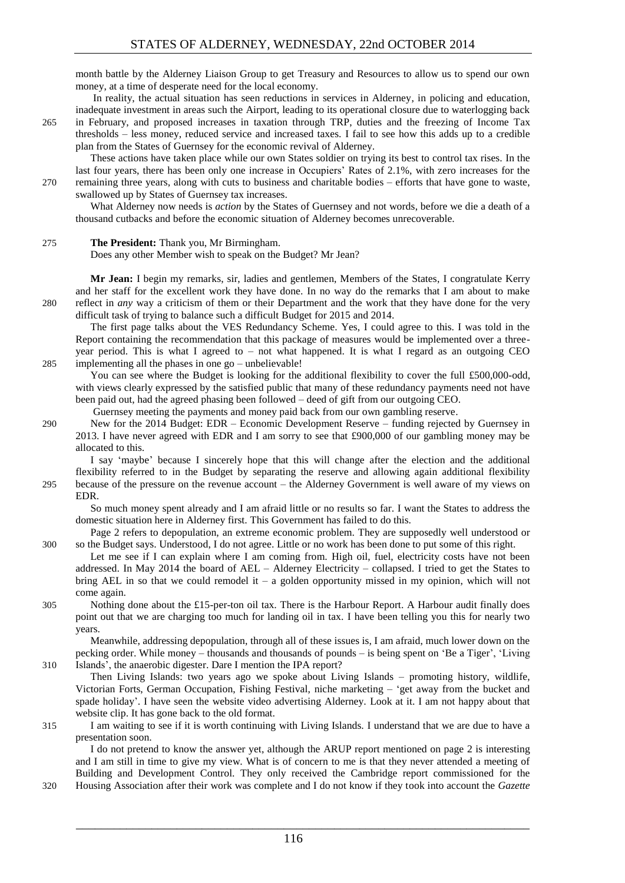month battle by the Alderney Liaison Group to get Treasury and Resources to allow us to spend our own money, at a time of desperate need for the local economy.

In reality, the actual situation has seen reductions in services in Alderney, in policing and education, inadequate investment in areas such the Airport, leading to its operational closure due to waterlogging back in February, and proposed increases in taxation through TRP, duties and the freezing of Income Tax thresholds – less money, reduced service and increased taxes. I fail to see how this adds up to a credible plan from the States of Guernsey for the economic revival of Alderney.

These actions have taken place while our own States soldier on trying its best to control tax rises. In the last four years, there has been only one increase in Occupiers' Rates of 2.1%, with zero increases for the remaining three years, along with cuts to business and charitable bodies – efforts that have gone to waste, swallowed up by States of Guernsey tax increases.

What Alderney now needs is *action* by the States of Guernsey and not words, before we die a death of a thousand cutbacks and before the economic situation of Alderney becomes unrecoverable.

**The President:** Thank you, Mr Birmingham.

Does any other Member wish to speak on the Budget? Mr Jean?

**Mr Jean:** I begin my remarks, sir, ladies and gentlemen, Members of the States, I congratulate Kerry and her staff for the excellent work they have done. In no way do the remarks that I am about to make reflect in *any* way a criticism of them or their Department and the work that they have done for the very difficult task of trying to balance such a difficult Budget for 2015 and 2014.

The first page talks about the VES Redundancy Scheme. Yes, I could agree to this. I was told in the Report containing the recommendation that this package of measures would be implemented over a three-year period. This is what I agreed to – not what happened. It is what I regard as an outgoing CEO implementing all the phases in one go – unbelievable!

You can see where the Budget is looking for the additional flexibility to cover the full £500,000-odd, with views clearly expressed by the satisfied public that many of these redundancy payments need not have been paid out, had the agreed phasing been followed – deed of gift from our outgoing CEO.

Guernsey meeting the payments and money paid back from our own gambling reserve.

New for the 2014 Budget: EDR – Economic Development Reserve – funding rejected by Guernsey in 2013. I have never agreed with EDR and I am sorry to see that £900,000 of our gambling money may be allocated to this.

I say 'maybe' because I sincerely hope that this will change after the election and the additional flexibility referred to in the Budget by separating the reserve and allowing again additional flexibility because of the pressure on the revenue account – the Alderney Government is well aware of my views on EDR.

So much money spent already and I am afraid little or no results so far. I want the States to address the domestic situation here in Alderney first. This Government has failed to do this.

Page 2 refers to depopulation, an extreme economic problem. They are supposedly well understood or so the Budget says. Understood, I do not agree. Little or no work has been done to put some of this right.

Let me see if I can explain where I am coming from. High oil, fuel, electricity costs have not been addressed. In May 2014 the board of AEL – Alderney Electricity – collapsed. I tried to get the States to bring AEL in so that we could remodel it – a golden opportunity missed in my opinion, which will not come again.

Nothing done about the £15-per-ton oil tax. There is the Harbour Report. A Harbour audit finally does point out that we are charging too much for landing oil in tax. I have been telling you this for nearly two years.

Meanwhile, addressing depopulation, through all of these issues is, I am afraid, much lower down on the pecking order. While money – thousands and thousands of pounds – is being spent on 'Be a Tiger', 'Living Islands', the anaerobic digester. Dare I mention the IPA report?

Then Living Islands: two years ago we spoke about Living Islands – promoting history, wildlife, Victorian Forts, German Occupation, Fishing Festival, niche marketing – 'get away from the bucket and spade holiday'. I have seen the website video advertising Alderney. Look at it. I am not happy about that website clip. It has gone back to the old format.

I am waiting to see if it is worth continuing with Living Islands. I understand that we are due to have a presentation soon.

I do not pretend to know the answer yet, although the ARUP report mentioned on page 2 is interesting and I am still in time to give my view. What is of concern to me is that they never attended a meeting of Building and Development Control. They only received the Cambridge report commissioned for the Housing Association after their work was complete and I do not know if they took into account the *Gazette*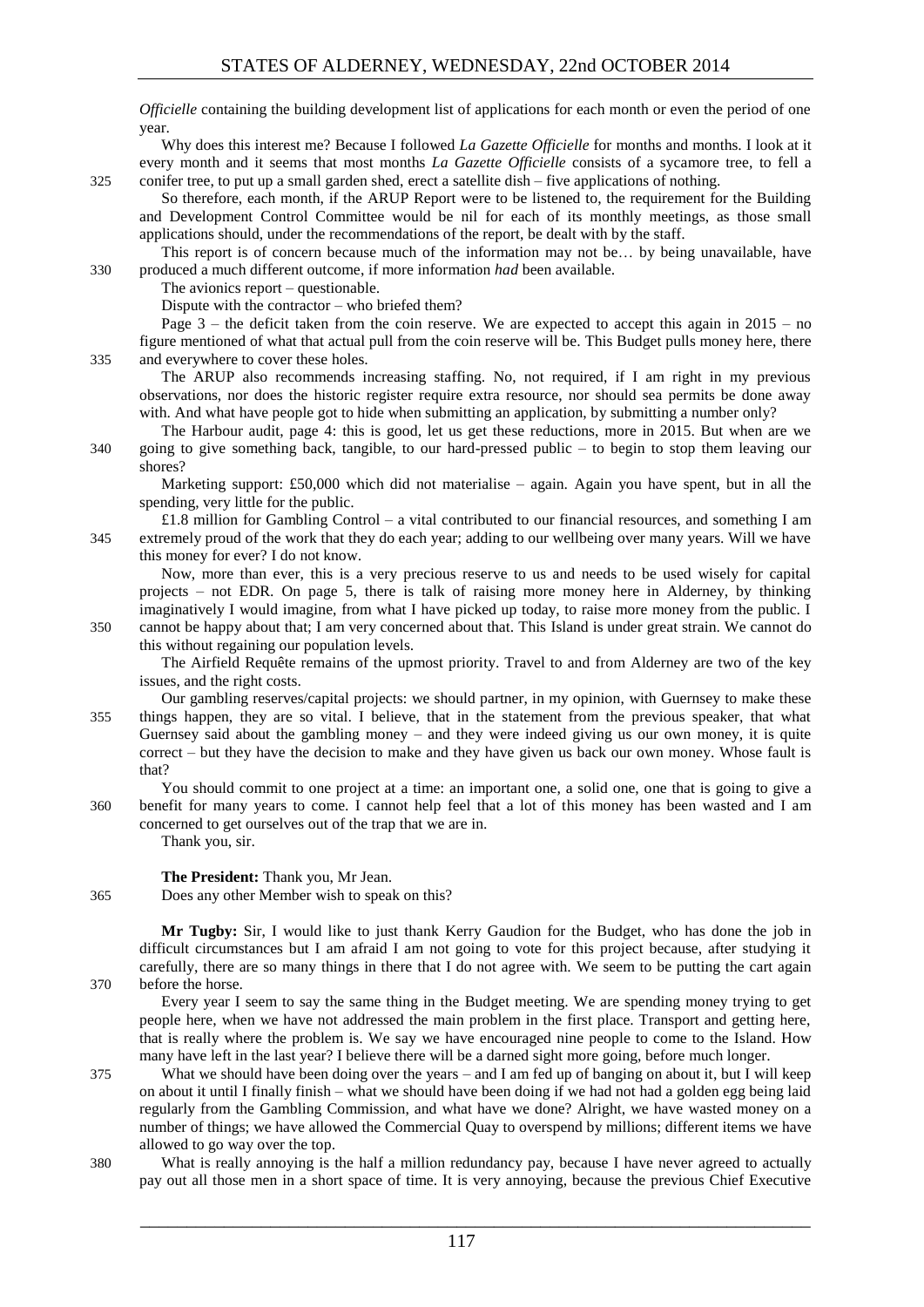*Officielle* containing the building development list of applications for each month or even the period of one year.

Why does this interest me? Because I followed *La Gazette Officielle* for months and months. I look at it every month and it seems that most months *La Gazette Officielle* consists of a sycamore tree, to fell a conifer tree, to put up a small garden shed, erect a satellite dish – five applications of nothing.

So therefore, each month, if the ARUP Report were to be listened to, the requirement for the Building and Development Control Committee would be nil for each of its monthly meetings, as those small applications should, under the recommendations of the report, be dealt with by the staff.

This report is of concern because much of the information may not be… by being unavailable, have produced a much different outcome, if more information *had* been available.

The avionics report – questionable.

Dispute with the contractor – who briefed them?

Page 3 – the deficit taken from the coin reserve. We are expected to accept this again in 2015 – no figure mentioned of what that actual pull from the coin reserve will be. This Budget pulls money here, there and everywhere to cover these holes.

The ARUP also recommends increasing staffing. No, not required, if I am right in my previous observations, nor does the historic register require extra resource, nor should sea permits be done away with. And what have people got to hide when submitting an application, by submitting a number only?

The Harbour audit, page 4: this is good, let us get these reductions, more in 2015. But when are we going to give something back, tangible, to our hard-pressed public – to begin to stop them leaving our shores?

Marketing support: £50,000 which did not materialise – again. Again you have spent, but in all the spending, very little for the public.

£1.8 million for Gambling Control – a vital contributed to our financial resources, and something I am extremely proud of the work that they do each year; adding to our wellbeing over many years. Will we have this money for ever? I do not know.

Now, more than ever, this is a very precious reserve to us and needs to be used wisely for capital projects – not EDR. On page 5, there is talk of raising more money here in Alderney, by thinking imaginatively I would imagine, from what I have picked up today, to raise more money from the public. I cannot be happy about that; I am very concerned about that. This Island is under great strain. We cannot do this without regaining our population levels.

The Airfield Requête remains of the upmost priority. Travel to and from Alderney are two of the key issues, and the right costs.

Our gambling reserves/capital projects: we should partner, in my opinion, with Guernsey to make these things happen, they are so vital. I believe, that in the statement from the previous speaker, that what Guernsey said about the gambling money – and they were indeed giving us our own money, it is quite correct – but they have the decision to make and they have given us back our own money. Whose fault is that?

You should commit to one project at a time: an important one, a solid one, one that is going to give a benefit for many years to come. I cannot help feel that a lot of this money has been wasted and I am concerned to get ourselves out of the trap that we are in.

Thank you, sir.

**The President:** Thank you, Mr Jean.

Does any other Member wish to speak on this?

**Mr Tugby:** Sir, I would like to just thank Kerry Gaudion for the Budget, who has done the job in difficult circumstances but I am afraid I am not going to vote for this project because, after studying it carefully, there are so many things in there that I do not agree with. We seem to be putting the cart again before the horse.

Every year I seem to say the same thing in the Budget meeting. We are spending money trying to get people here, when we have not addressed the main problem in the first place. Transport and getting here, that is really where the problem is. We say we have encouraged nine people to come to the Island. How many have left in the last year? I believe there will be a darned sight more going, before much longer.

What we should have been doing over the years – and I am fed up of banging on about it, but I will keep on about it until I finally finish – what we should have been doing if we had not had a golden egg being laid regularly from the Gambling Commission, and what have we done? Alright, we have wasted money on a number of things; we have allowed the Commercial Quay to overspend by millions; different items we have allowed to go way over the top.

What is really annoying is the half a million redundancy pay, because I have never agreed to actually pay out all those men in a short space of time. It is very annoying, because the previous Chief Executive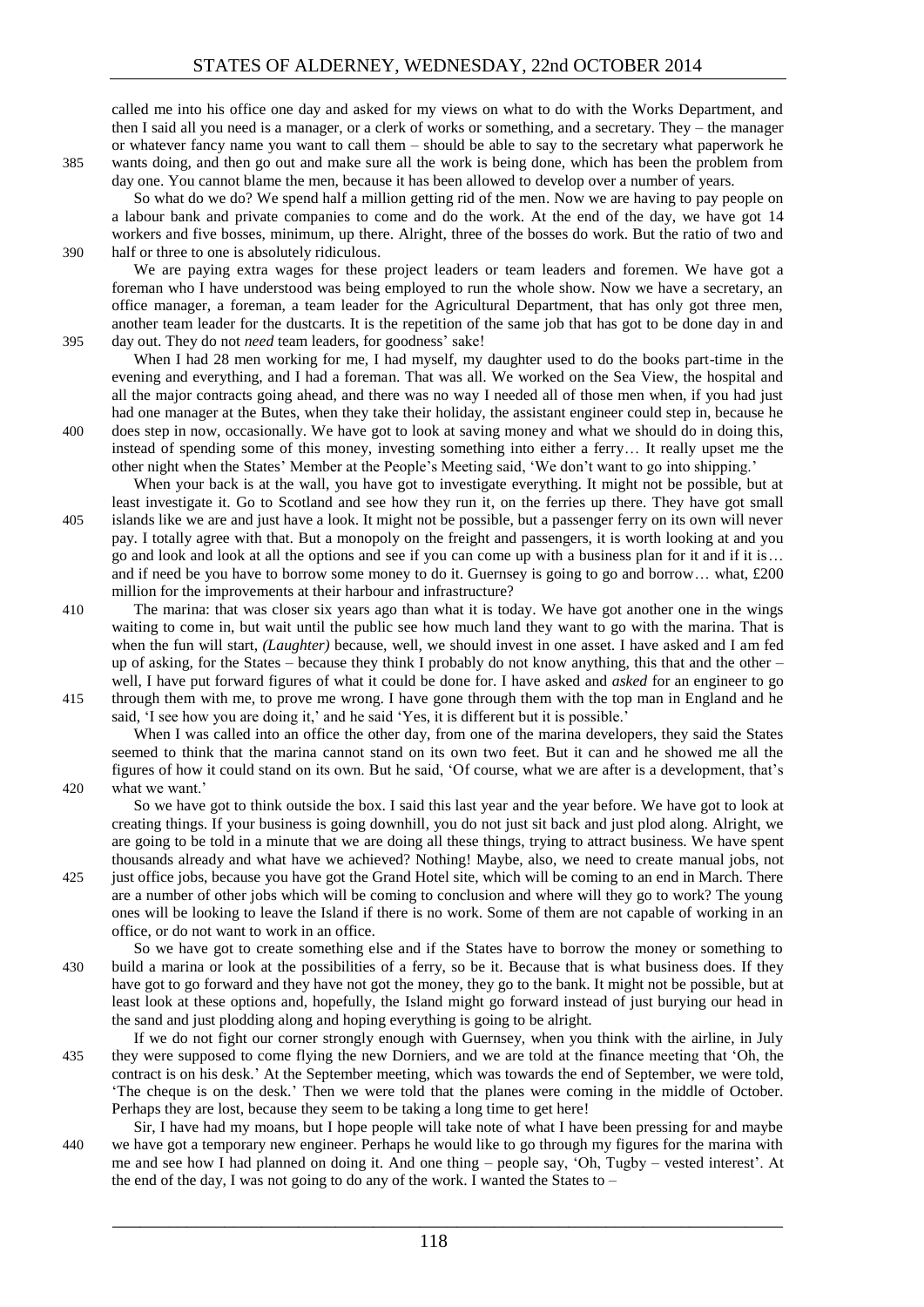called me into his office one day and asked for my views on what to do with the Works Department, and then I said all you need is a manager, or a clerk of works or something, and a secretary. They – the manager or whatever fancy name you want to call them – should be able to say to the secretary what paperwork he wants doing, and then go out and make sure all the work is being done, which has been the problem from day one. You cannot blame the men, because it has been allowed to develop over a number of years.

So what do we do? We spend half a million getting rid of the men. Now we are having to pay people on a labour bank and private companies to come and do the work. At the end of the day, we have got 14 workers and five bosses, minimum, up there. Alright, three of the bosses do work. But the ratio of two and half or three to one is absolutely ridiculous.

We are paying extra wages for these project leaders or team leaders and foremen. We have got a foreman who I have understood was being employed to run the whole show. Now we have a secretary, an office manager, a foreman, a team leader for the Agricultural Department, that has only got three men, another team leader for the dustcarts. It is the repetition of the same job that has got to be done day in and day out. They do not *need* team leaders, for goodness' sake!

When I had 28 men working for me, I had myself, my daughter used to do the books part-time in the evening and everything, and I had a foreman. That was all. We worked on the Sea View, the hospital and all the major contracts going ahead, and there was no way I needed all of those men when, if you had just had one manager at the Butes, when they take their holiday, the assistant engineer could step in, because he does step in now, occasionally. We have got to look at saving money and what we should do in doing this, instead of spending some of this money, investing something into either a ferry… It really upset me the other night when the States' Member at the People's Meeting said, 'We don't want to go into shipping.'

When your back is at the wall, you have got to investigate everything. It might not be possible, but at least investigate it. Go to Scotland and see how they run it, on the ferries up there. They have got small islands like we are and just have a look. It might not be possible, but a passenger ferry on its own will never pay. I totally agree with that. But a monopoly on the freight and passengers, it is worth looking at and you go and look and look at all the options and see if you can come up with a business plan for it and if it is… and if need be you have to borrow some money to do it. Guernsey is going to go and borrow… what, £200 million for the improvements at their harbour and infrastructure?

The marina: that was closer six years ago than what it is today. We have got another one in the wings waiting to come in, but wait until the public see how much land they want to go with the marina. That is when the fun will start, *(Laughter)* because, well, we should invest in one asset. I have asked and I am fed up of asking, for the States – because they think I probably do not know anything, this that and the other – well, I have put forward figures of what it could be done for. I have asked and *asked* for an engineer to go through them with me, to prove me wrong. I have gone through them with the top man in England and he said, 'I see how you are doing it,' and he said 'Yes, it is different but it is possible.'

When I was called into an office the other day, from one of the marina developers, they said the States seemed to think that the marina cannot stand on its own two feet. But it can and he showed me all the figures of how it could stand on its own. But he said, 'Of course, what we are after is a development, that's what we want.'

So we have got to think outside the box. I said this last year and the year before. We have got to look at creating things. If your business is going downhill, you do not just sit back and just plod along. Alright, we are going to be told in a minute that we are doing all these things, trying to attract business. We have spent thousands already and what have we achieved? Nothing! Maybe, also, we need to create manual jobs, not just office jobs, because you have got the Grand Hotel site, which will be coming to an end in March. There are a number of other jobs which will be coming to conclusion and where will they go to work? The young ones will be looking to leave the Island if there is no work. Some of them are not capable of working in an office, or do not want to work in an office.

So we have got to create something else and if the States have to borrow the money or something to build a marina or look at the possibilities of a ferry, so be it. Because that is what business does. If they have got to go forward and they have not got the money, they go to the bank. It might not be possible, but at least look at these options and, hopefully, the Island might go forward instead of just burying our head in the sand and just plodding along and hoping everything is going to be alright.

If we do not fight our corner strongly enough with Guernsey, when you think with the airline, in July they were supposed to come flying the new Dorniers, and we are told at the finance meeting that 'Oh, the contract is on his desk.' At the September meeting, which was towards the end of September, we were told, 'The cheque is on the desk.' Then we were told that the planes were coming in the middle of October. Perhaps they are lost, because they seem to be taking a long time to get here!

Sir, I have had my moans, but I hope people will take note of what I have been pressing for and maybe we have got a temporary new engineer. Perhaps he would like to go through my figures for the marina with me and see how I had planned on doing it. And one thing – people say, 'Oh, Tugby – vested interest'. At the end of the day, I was not going to do any of the work. I wanted the States to –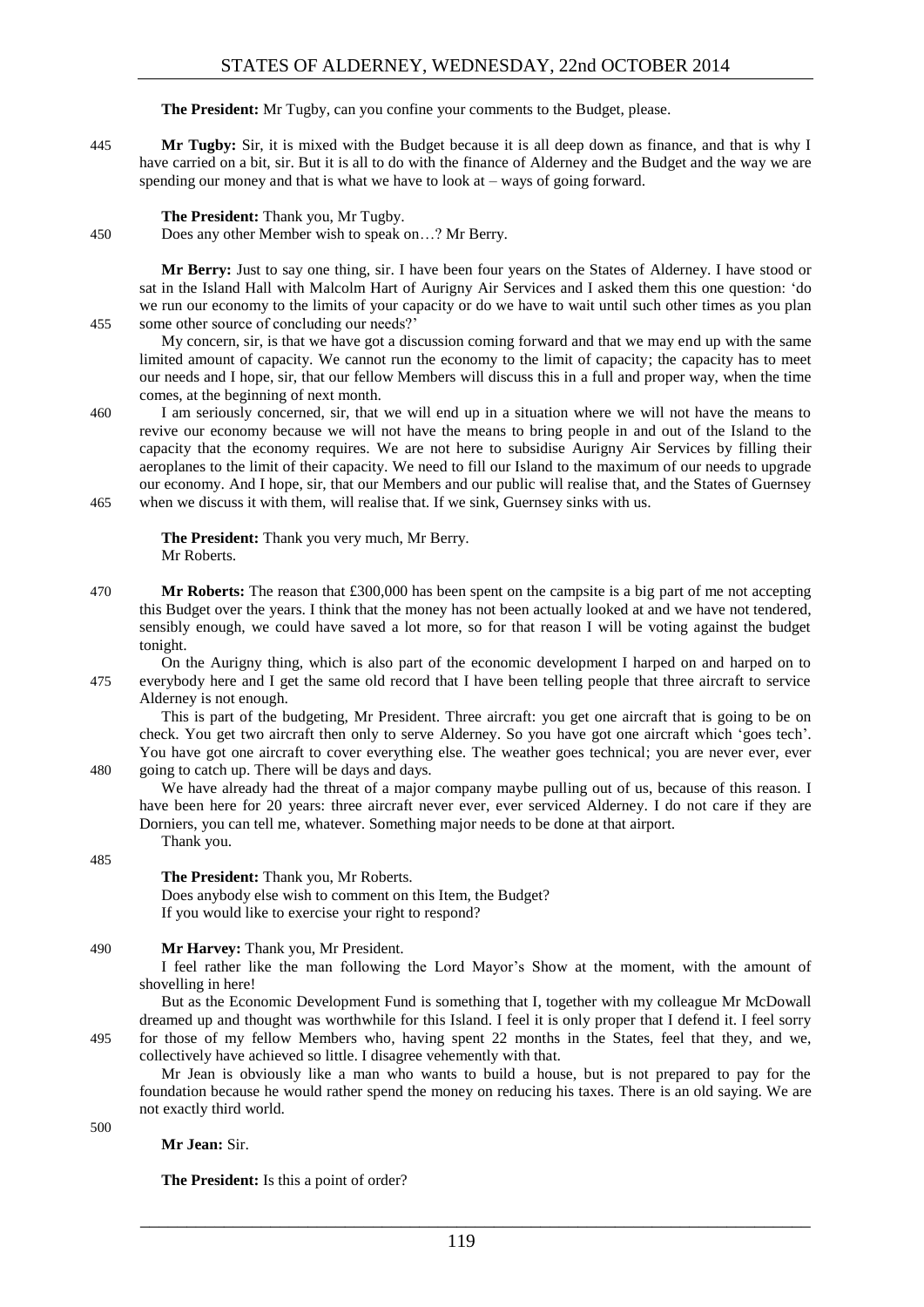**The President:** Mr Tugby, can you confine your comments to the Budget, please.

**Mr Tugby:** Sir, it is mixed with the Budget because it is all deep down as finance, and that is why I have carried on a bit, sir. But it is all to do with the finance of Alderney and the Budget and the way we are spending our money and that is what we have to look at – ways of going forward.

**The President:** Thank you, Mr Tugby.

Does any other Member wish to speak on…? Mr Berry.

**Mr Berry:** Just to say one thing, sir. I have been four years on the States of Alderney. I have stood or sat in the Island Hall with Malcolm Hart of Aurigny Air Services and I asked them this one question: 'do we run our economy to the limits of your capacity or do we have to wait until such other times as you plan some other source of concluding our needs?'

My concern, sir, is that we have got a discussion coming forward and that we may end up with the same limited amount of capacity. We cannot run the economy to the limit of capacity; the capacity has to meet our needs and I hope, sir, that our fellow Members will discuss this in a full and proper way, when the time comes, at the beginning of next month.

I am seriously concerned, sir, that we will end up in a situation where we will not have the means to revive our economy because we will not have the means to bring people in and out of the Island to the capacity that the economy requires. We are not here to subsidise Aurigny Air Services by filling their aeroplanes to the limit of their capacity. We need to fill our Island to the maximum of our needs to upgrade our economy. And I hope, sir, that our Members and our public will realise that, and the States of Guernsey when we discuss it with them, will realise that. If we sink, Guernsey sinks with us.

**The President:** Thank you very much, Mr Berry.

Mr Roberts.

**Mr Roberts:** The reason that £300,000 has been spent on the campsite is a big part of me not accepting this Budget over the years. I think that the money has not been actually looked at and we have not tendered, sensibly enough, we could have saved a lot more, so for that reason I will be voting against the budget tonight.

On the Aurigny thing, which is also part of the economic development I harped on and harped on to everybody here and I get the same old record that I have been telling people that three aircraft to service Alderney is not enough.

This is part of the budgeting, Mr President. Three aircraft: you get one aircraft that is going to be on check. You get two aircraft then only to serve Alderney. So you have got one aircraft which 'goes tech'. You have got one aircraft to cover everything else. The weather goes technical; you are never ever, ever going to catch up. There will be days and days.

We have already had the threat of a major company maybe pulling out of us, because of this reason. I have been here for 20 years: three aircraft never ever, ever serviced Alderney. I do not care if they are Dorniers, you can tell me, whatever. Something major needs to be done at that airport.

Thank you.

**The President:** Thank you, Mr Roberts.

Does anybody else wish to comment on this Item, the Budget?

If you would like to exercise your right to respond?

**Mr Harvey:** Thank you, Mr President.

I feel rather like the man following the Lord Mayor's Show at the moment, with the amount of shovelling in here!

But as the Economic Development Fund is something that I, together with my colleague Mr McDowall dreamed up and thought was worthwhile for this Island. I feel it is only proper that I defend it. I feel sorry for those of my fellow Members who, having spent 22 months in the States, feel that they, and we, collectively have achieved so little. I disagree vehemently with that.

Mr Jean is obviously like a man who wants to build a house, but is not prepared to pay for the foundation because he would rather spend the money on reducing his taxes. There is an old saying. We are not exactly third world.

**Mr Jean:** Sir.

**The President:** Is this a point of order?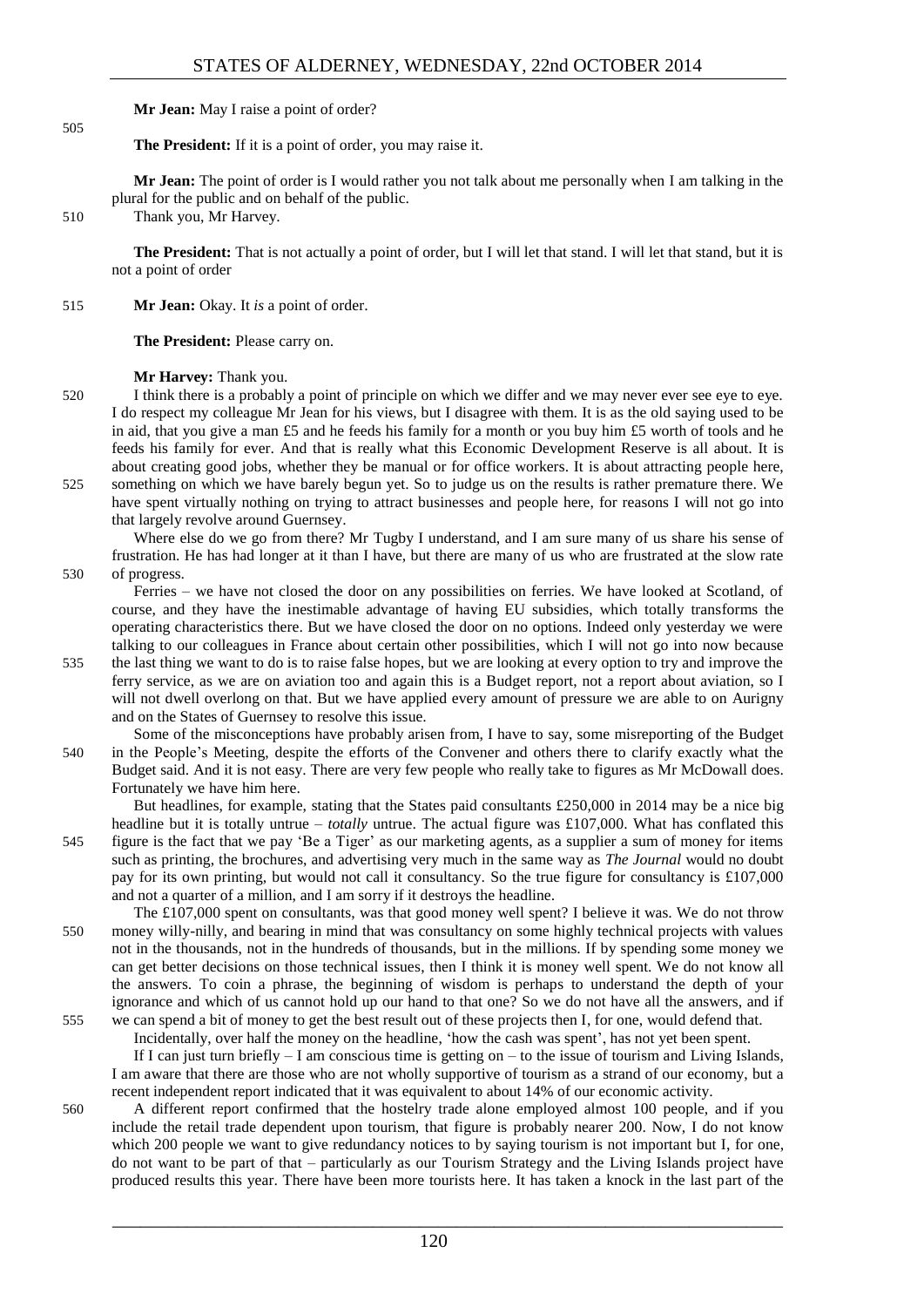**Mr Jean:** May I raise a point of order?

**The President:** If it is a point of order, you may raise it.

**Mr Jean:** The point of order is I would rather you not talk about me personally when I am talking in the plural for the public and on behalf of the public.
Thank you, Mr Harvey.

**The President:** That is not actually a point of order, but I will let that stand. I will let that stand, but it is not a point of order

**Mr Jean:** Okay. It *is* a point of order.

**The President:** Please carry on.

**Mr Harvey:** Thank you.
I think there is a probably a point of principle on which we differ and we may never ever see eye to eye. I do respect my colleague Mr Jean for his views, but I disagree with them. It is as the old saying used to be in aid, that you give a man £5 and he feeds his family for a month or you buy him £5 worth of tools and he feeds his family for ever. And that is really what this Economic Development Reserve is all about. It is about creating good jobs, whether they be manual or for office workers. It is about attracting people here, something on which we have barely begun yet. So to judge us on the results is rather premature there. We have spent virtually nothing on trying to attract businesses and people here, for reasons I will not go into that largely revolve around Guernsey.

Where else do we go from there? Mr Tugby I understand, and I am sure many of us share his sense of frustration. He has had longer at it than I have, but there are many of us who are frustrated at the slow rate of progress.

Ferries – we have not closed the door on any possibilities on ferries. We have looked at Scotland, of course, and they have the inestimable advantage of having EU subsidies, which totally transforms the operating characteristics there. But we have closed the door on no options. Indeed only yesterday we were talking to our colleagues in France about certain other possibilities, which I will not go into now because the last thing we want to do is to raise false hopes, but we are looking at every option to try and improve the ferry service, as we are on aviation too and again this is a Budget report, not a report about aviation, so I will not dwell overlong on that. But we have applied every amount of pressure we are able to on Aurigny and on the States of Guernsey to resolve this issue.

Some of the misconceptions have probably arisen from, I have to say, some misreporting of the Budget in the People's Meeting, despite the efforts of the Convener and others there to clarify exactly what the Budget said. And it is not easy. There are very few people who really take to figures as Mr McDowall does. Fortunately we have him here.

But headlines, for example, stating that the States paid consultants £250,000 in 2014 may be a nice big headline but it is totally untrue – *totally* untrue. The actual figure was £107,000. What has conflated this figure is the fact that we pay 'Be a Tiger' as our marketing agents, as a supplier a sum of money for items such as printing, the brochures, and advertising very much in the same way as *The Journal* would no doubt pay for its own printing, but would not call it consultancy. So the true figure for consultancy is £107,000 and not a quarter of a million, and I am sorry if it destroys the headline.

The £107,000 spent on consultants, was that good money well spent? I believe it was. We do not throw money willy-nilly, and bearing in mind that was consultancy on some highly technical projects with values not in the thousands, not in the hundreds of thousands, but in the millions. If by spending some money we can get better decisions on those technical issues, then I think it is money well spent. We do not know all the answers. To coin a phrase, the beginning of wisdom is perhaps to understand the depth of your ignorance and which of us cannot hold up our hand to that one? So we do not have all the answers, and if we can spend a bit of money to get the best result out of these projects then I, for one, would defend that.

Incidentally, over half the money on the headline, 'how the cash was spent', has not yet been spent.

If I can just turn briefly – I am conscious time is getting on – to the issue of tourism and Living Islands, I am aware that there are those who are not wholly supportive of tourism as a strand of our economy, but a recent independent report indicated that it was equivalent to about 14% of our economic activity.

A different report confirmed that the hostelry trade alone employed almost 100 people, and if you include the retail trade dependent upon tourism, that figure is probably nearer 200. Now, I do not know which 200 people we want to give redundancy notices to by saying tourism is not important but I, for one, do not want to be part of that – particularly as our Tourism Strategy and the Living Islands project have produced results this year. There have been more tourists here. It has taken a knock in the last part of the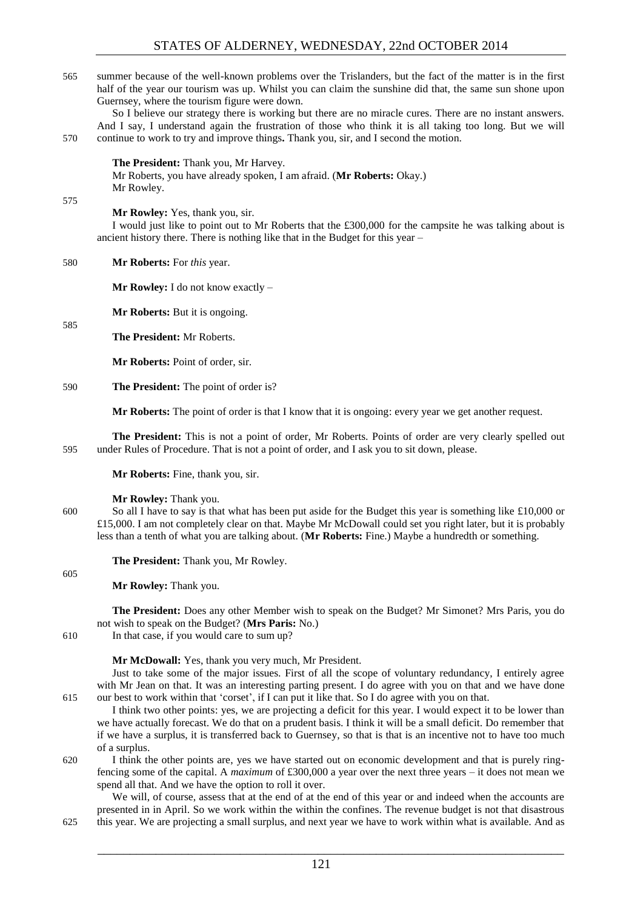summer because of the well-known problems over the Trislanders, but the fact of the matter is in the first half of the year our tourism was up. Whilst you can claim the sunshine did that, the same sun shone upon Guernsey, where the tourism figure were down.

So I believe our strategy there is working but there are no miracle cures. There are no instant answers. And I say, I understand again the frustration of those who think it is all taking too long. But we will continue to work to try and improve things**.** Thank you, sir, and I second the motion.

**The President:** Thank you, Mr Harvey.

Mr Roberts, you have already spoken, I am afraid. (**Mr Roberts:** Okay.)

Mr Rowley.

**Mr Rowley:** Yes, thank you, sir.

I would just like to point out to Mr Roberts that the £300,000 for the campsite he was talking about is ancient history there. There is nothing like that in the Budget for this year –

**Mr Roberts:** For *this* year.

**Mr Rowley:** I do not know exactly –

**Mr Roberts:** But it is ongoing.

**The President:** Mr Roberts.

**Mr Roberts:** Point of order, sir.

**The President:** The point of order is?

**Mr Roberts:** The point of order is that I know that it is ongoing: every year we get another request.

**The President:** This is not a point of order, Mr Roberts. Points of order are very clearly spelled out under Rules of Procedure. That is not a point of order, and I ask you to sit down, please.

**Mr Roberts:** Fine, thank you, sir.

**Mr Rowley:** Thank you.

So all I have to say is that what has been put aside for the Budget this year is something like £10,000 or £15,000. I am not completely clear on that. Maybe Mr McDowall could set you right later, but it is probably less than a tenth of what you are talking about. (**Mr Roberts:** Fine.) Maybe a hundredth or something.

**The President:** Thank you, Mr Rowley.

**Mr Rowley:** Thank you.

**The President:** Does any other Member wish to speak on the Budget? Mr Simonet? Mrs Paris, you do not wish to speak on the Budget? (**Mrs Paris:** No.)

In that case, if you would care to sum up?

**Mr McDowall:** Yes, thank you very much, Mr President.

Just to take some of the major issues. First of all the scope of voluntary redundancy, I entirely agree with Mr Jean on that. It was an interesting parting present. I do agree with you on that and we have done our best to work within that 'corset', if I can put it like that. So I do agree with you on that.

I think two other points: yes, we are projecting a deficit for this year. I would expect it to be lower than we have actually forecast. We do that on a prudent basis. I think it will be a small deficit. Do remember that if we have a surplus, it is transferred back to Guernsey, so that is that is an incentive not to have too much of a surplus.

I think the other points are, yes we have started out on economic development and that is purely ring-fencing some of the capital. A *maximum* of £300,000 a year over the next three years – it does not mean we spend all that. And we have the option to roll it over.

We will, of course, assess that at the end of at the end of this year or and indeed when the accounts are presented in in April. So we work within the within the confines. The revenue budget is not that disastrous this year. We are projecting a small surplus, and next year we have to work within what is available. And as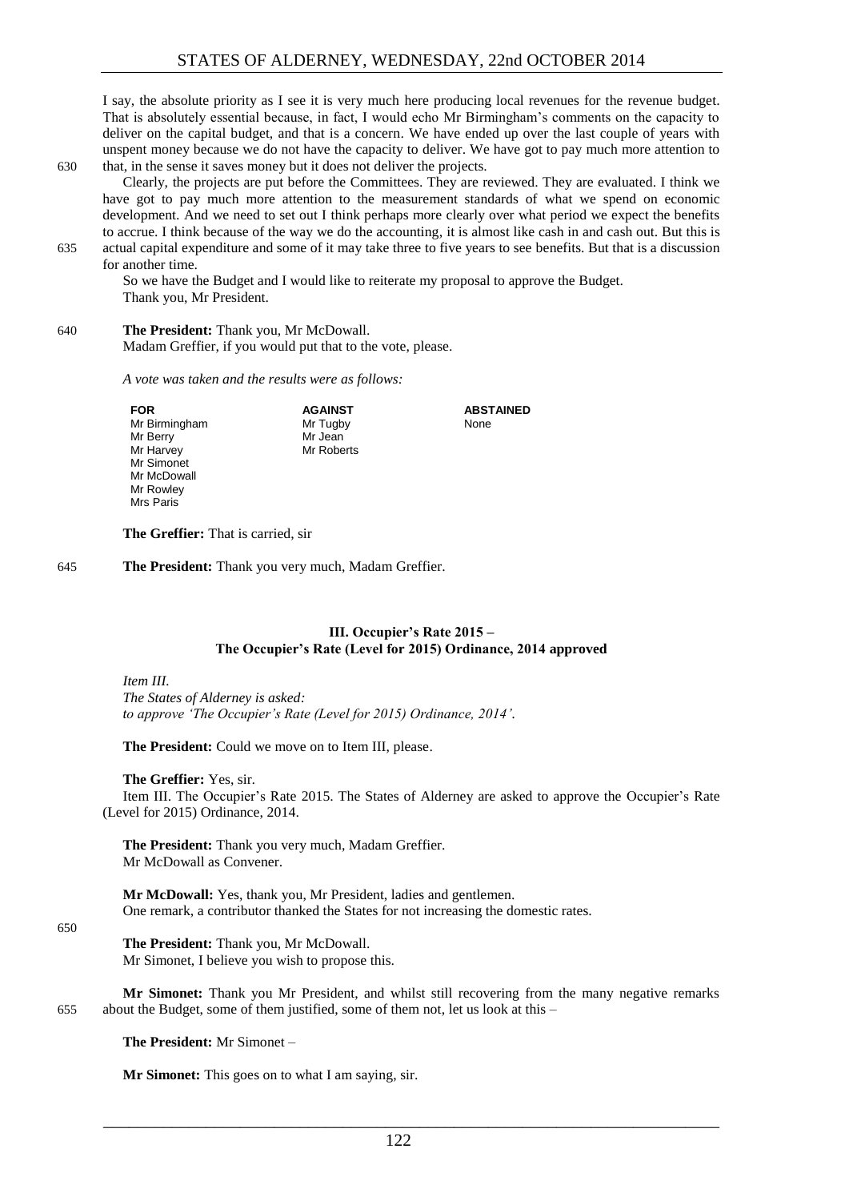I say, the absolute priority as I see it is very much here producing local revenues for the revenue budget. That is absolutely essential because, in fact, I would echo Mr Birmingham's comments on the capacity to deliver on the capital budget, and that is a concern. We have ended up over the last couple of years with unspent money because we do not have the capacity to deliver. We have got to pay much more attention to that, in the sense it saves money but it does not deliver the projects.

Clearly, the projects are put before the Committees. They are reviewed. They are evaluated. I think we have got to pay much more attention to the measurement standards of what we spend on economic development. And we need to set out I think perhaps more clearly over what period we expect the benefits to accrue. I think because of the way we do the accounting, it is almost like cash in and cash out. But this is actual capital expenditure and some of it may take three to five years to see benefits. But that is a discussion for another time.

So we have the Budget and I would like to reiterate my proposal to approve the Budget.

Thank you, Mr President.

**The President:** Thank you, Mr McDowall.

Madam Greffier, if you would put that to the vote, please.

*A vote was taken and the results were as follows:*

| FOR | AGAINST | ABSTAINED |
|---|---|---|
| Mr Birmingham | Mr Tugby | None |
| Mr Berry | Mr Jean | |
| Mr Harvey | Mr Roberts | |
| Mr Simonet | | |
| Mr McDowall | | |
| Mr Rowley | | |
| Mrs Paris | | |

**The Greffier:** That is carried, sir

**The President:** Thank you very much, Madam Greffier.

### III. Occupier's Rate 2015 – The Occupier's Rate (Level for 2015) Ordinance, 2014 approved

*Item III.*

*The States of Alderney is asked:*

*to approve 'The Occupier's Rate (Level for 2015) Ordinance, 2014'.*

**The President:** Could we move on to Item III, please.

**The Greffier:** Yes, sir.

Item III. The Occupier's Rate 2015. The States of Alderney are asked to approve the Occupier's Rate (Level for 2015) Ordinance, 2014.

**The President:** Thank you very much, Madam Greffier.

Mr McDowall as Convener.

**Mr McDowall:** Yes, thank you, Mr President, ladies and gentlemen.

One remark, a contributor thanked the States for not increasing the domestic rates.

**The President:** Thank you, Mr McDowall.

Mr Simonet, I believe you wish to propose this.

**Mr Simonet:** Thank you Mr President, and whilst still recovering from the many negative remarks about the Budget, some of them justified, some of them not, let us look at this –

**The President:** Mr Simonet –

**Mr Simonet:** This goes on to what I am saying, sir.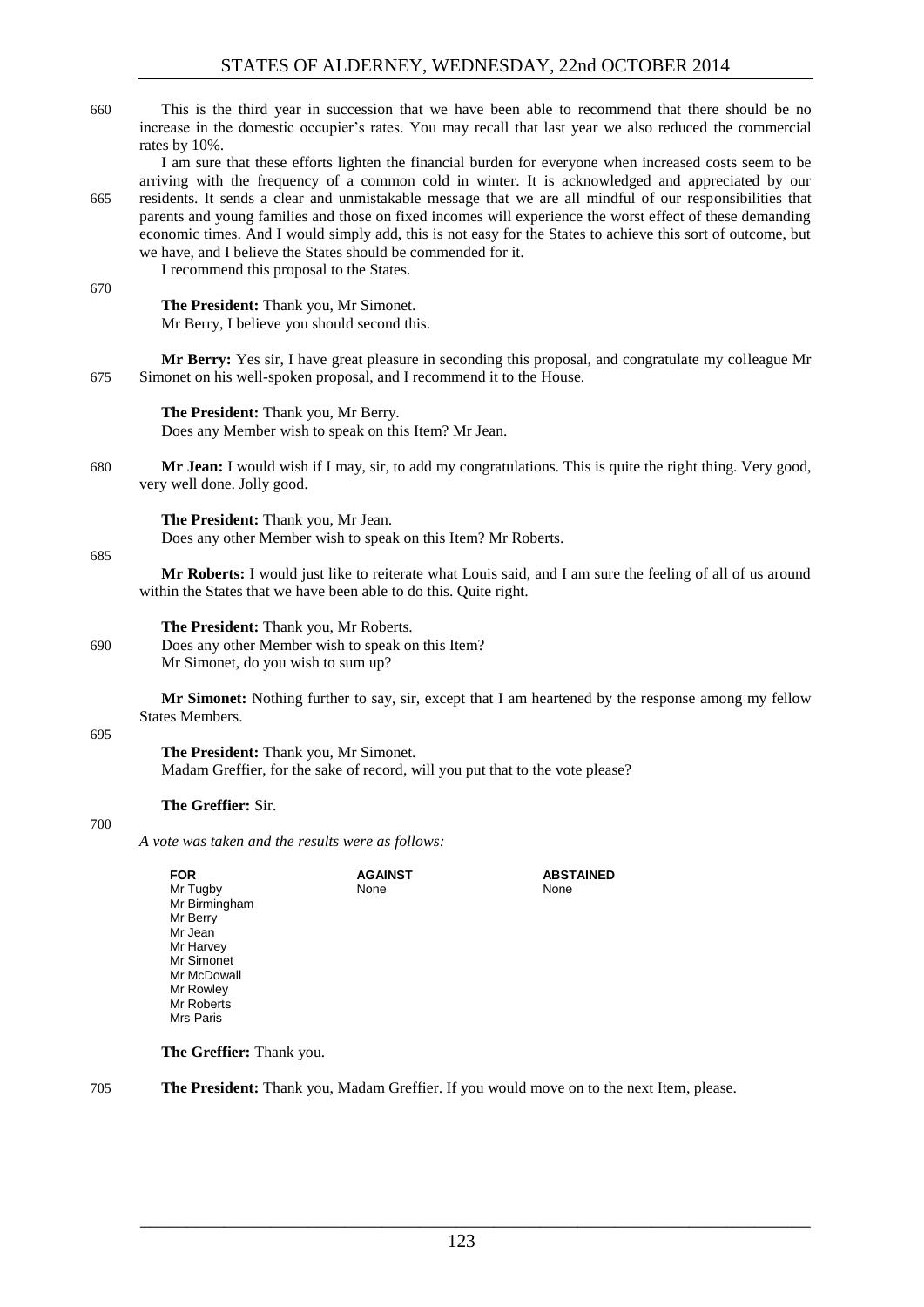This is the third year in succession that we have been able to recommend that there should be no increase in the domestic occupier's rates. You may recall that last year we also reduced the commercial rates by 10%.

I am sure that these efforts lighten the financial burden for everyone when increased costs seem to be arriving with the frequency of a common cold in winter. It is acknowledged and appreciated by our residents. It sends a clear and unmistakable message that we are all mindful of our responsibilities that parents and young families and those on fixed incomes will experience the worst effect of these demanding economic times. And I would simply add, this is not easy for the States to achieve this sort of outcome, but we have, and I believe the States should be commended for it.

I recommend this proposal to the States.

**The President:** Thank you, Mr Simonet.
Mr Berry, I believe you should second this.

**Mr Berry:** Yes sir, I have great pleasure in seconding this proposal, and congratulate my colleague Mr Simonet on his well-spoken proposal, and I recommend it to the House.

**The President:** Thank you, Mr Berry.
Does any Member wish to speak on this Item? Mr Jean.

**Mr Jean:** I would wish if I may, sir, to add my congratulations. This is quite the right thing. Very good, very well done. Jolly good.

**The President:** Thank you, Mr Jean.
Does any other Member wish to speak on this Item? Mr Roberts.

**Mr Roberts:** I would just like to reiterate what Louis said, and I am sure the feeling of all of us around within the States that we have been able to do this. Quite right.

**The President:** Thank you, Mr Roberts.
Does any other Member wish to speak on this Item?
Mr Simonet, do you wish to sum up?

**Mr Simonet:** Nothing further to say, sir, except that I am heartened by the response among my fellow States Members.

**The President:** Thank you, Mr Simonet.
Madam Greffier, for the sake of record, will you put that to the vote please?

**The Greffier:** Sir.

*A vote was taken and the results were as follows:*

| FOR | AGAINST | ABSTAINED |
|---|---|---|
| Mr Tugby | None | None |
| Mr Birmingham | | |
| Mr Berry | | |
| Mr Jean | | |
| Mr Harvey | | |
| Mr Simonet | | |
| Mr McDowall | | |
| Mr Rowley | | |
| Mr Roberts | | |
| Mrs Paris | | |

**The Greffier:** Thank you.

**The President:** Thank you, Madam Greffier. If you would move on to the next Item, please.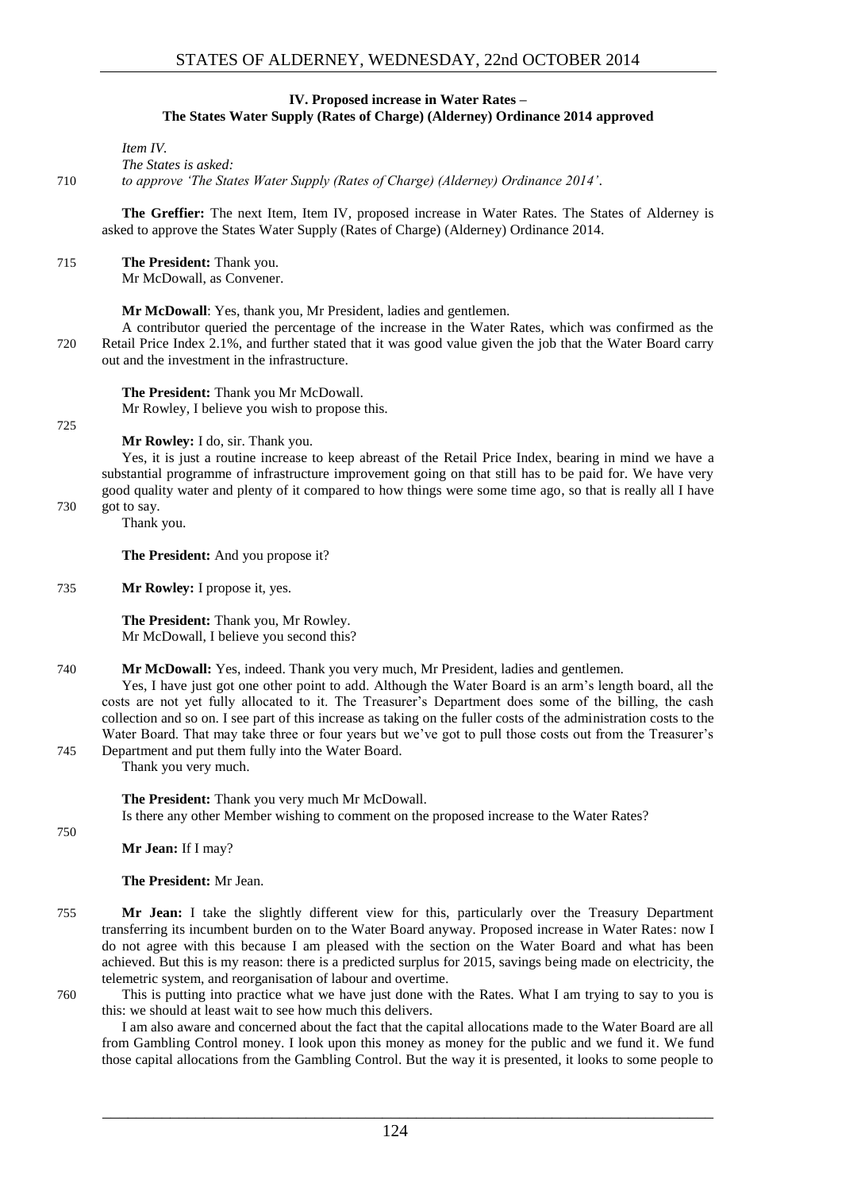### IV. Proposed increase in Water Rates – The States Water Supply (Rates of Charge) (Alderney) Ordinance 2014 approved

*Item IV.*

*The States is asked:*

*to approve 'The States Water Supply (Rates of Charge) (Alderney) Ordinance 2014'.*

**The Greffier:** The next Item, Item IV, proposed increase in Water Rates. The States of Alderney is asked to approve the States Water Supply (Rates of Charge) (Alderney) Ordinance 2014.

**The President:** Thank you.

Mr McDowall, as Convener.

**Mr McDowall**: Yes, thank you, Mr President, ladies and gentlemen.

A contributor queried the percentage of the increase in the Water Rates, which was confirmed as the Retail Price Index 2.1%, and further stated that it was good value given the job that the Water Board carry out and the investment in the infrastructure.

**The President:** Thank you Mr McDowall.

Mr Rowley, I believe you wish to propose this.

**Mr Rowley:** I do, sir. Thank you.

Yes, it is just a routine increase to keep abreast of the Retail Price Index, bearing in mind we have a substantial programme of infrastructure improvement going on that still has to be paid for. We have very good quality water and plenty of it compared to how things were some time ago, so that is really all I have got to say.

Thank you.

**The President:** And you propose it?

**Mr Rowley:** I propose it, yes.

**The President:** Thank you, Mr Rowley.

Mr McDowall, I believe you second this?

**Mr McDowall:** Yes, indeed. Thank you very much, Mr President, ladies and gentlemen.

Yes, I have just got one other point to add. Although the Water Board is an arm's length board, all the costs are not yet fully allocated to it. The Treasurer's Department does some of the billing, the cash collection and so on. I see part of this increase as taking on the fuller costs of the administration costs to the Water Board. That may take three or four years but we've got to pull those costs out from the Treasurer's Department and put them fully into the Water Board.

Thank you very much.

**The President:** Thank you very much Mr McDowall.

Is there any other Member wishing to comment on the proposed increase to the Water Rates?

**Mr Jean:** If I may?

**The President:** Mr Jean.

**Mr Jean:** I take the slightly different view for this, particularly over the Treasury Department transferring its incumbent burden on to the Water Board anyway. Proposed increase in Water Rates: now I do not agree with this because I am pleased with the section on the Water Board and what has been achieved. But this is my reason: there is a predicted surplus for 2015, savings being made on electricity, the telemetric system, and reorganisation of labour and overtime.

This is putting into practice what we have just done with the Rates. What I am trying to say to you is this: we should at least wait to see how much this delivers.

I am also aware and concerned about the fact that the capital allocations made to the Water Board are all from Gambling Control money. I look upon this money as money for the public and we fund it. We fund those capital allocations from the Gambling Control. But the way it is presented, it looks to some people to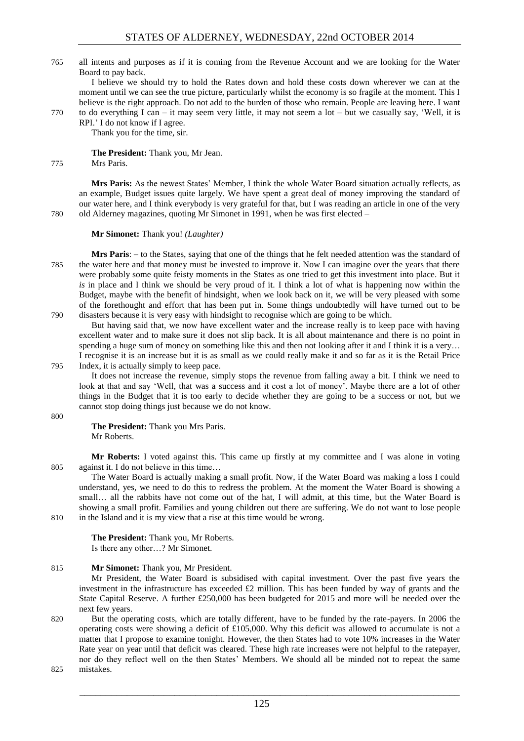all intents and purposes as if it is coming from the Revenue Account and we are looking for the Water Board to pay back.

I believe we should try to hold the Rates down and hold these costs down wherever we can at the moment until we can see the true picture, particularly whilst the economy is so fragile at the moment. This I believe is the right approach. Do not add to the burden of those who remain. People are leaving here. I want to do everything I can – it may seem very little, it may not seem a lot – but we casually say, 'Well, it is RPI.' I do not know if I agree.

Thank you for the time, sir.

**The President:** Thank you, Mr Jean.
Mrs Paris.

**Mrs Paris:** As the newest States' Member, I think the whole Water Board situation actually reflects, as an example, Budget issues quite largely. We have spent a great deal of money improving the standard of our water here, and I think everybody is very grateful for that, but I was reading an article in one of the very old Alderney magazines, quoting Mr Simonet in 1991, when he was first elected –

**Mr Simonet:** Thank you! *(Laughter)*

**Mrs Paris**: – to the States, saying that one of the things that he felt needed attention was the standard of the water here and that money must be invested to improve it. Now I can imagine over the years that there were probably some quite feisty moments in the States as one tried to get this investment into place. But it *is* in place and I think we should be very proud of it. I think a lot of what is happening now within the Budget, maybe with the benefit of hindsight, when we look back on it, we will be very pleased with some of the forethought and effort that has been put in. Some things undoubtedly will have turned out to be disasters because it is very easy with hindsight to recognise which are going to be which.

But having said that, we now have excellent water and the increase really is to keep pace with having excellent water and to make sure it does not slip back. It is all about maintenance and there is no point in spending a huge sum of money on something like this and then not looking after it and I think it is a very… I recognise it is an increase but it is as small as we could really make it and so far as it is the Retail Price Index, it is actually simply to keep pace.

It does not increase the revenue, simply stops the revenue from falling away a bit. I think we need to look at that and say 'Well, that was a success and it cost a lot of money'. Maybe there are a lot of other things in the Budget that it is too early to decide whether they are going to be a success or not, but we cannot stop doing things just because we do not know.

**The President:** Thank you Mrs Paris.
Mr Roberts.

**Mr Roberts:** I voted against this. This came up firstly at my committee and I was alone in voting against it. I do not believe in this time…

The Water Board is actually making a small profit. Now, if the Water Board was making a loss I could understand, yes, we need to do this to redress the problem. At the moment the Water Board is showing a small… all the rabbits have not come out of the hat, I will admit, at this time, but the Water Board is showing a small profit. Families and young children out there are suffering. We do not want to lose people in the Island and it is my view that a rise at this time would be wrong.

**The President:** Thank you, Mr Roberts.
Is there any other…? Mr Simonet.

**Mr Simonet:** Thank you, Mr President.

Mr President, the Water Board is subsidised with capital investment. Over the past five years the investment in the infrastructure has exceeded £2 million. This has been funded by way of grants and the State Capital Reserve. A further £250,000 has been budgeted for 2015 and more will be needed over the next few years.

But the operating costs, which are totally different, have to be funded by the rate-payers. In 2006 the operating costs were showing a deficit of £105,000. Why this deficit was allowed to accumulate is not a matter that I propose to examine tonight. However, the then States had to vote 10% increases in the Water Rate year on year until that deficit was cleared. These high rate increases were not helpful to the ratepayer, nor do they reflect well on the then States' Members. We should all be minded not to repeat the same mistakes.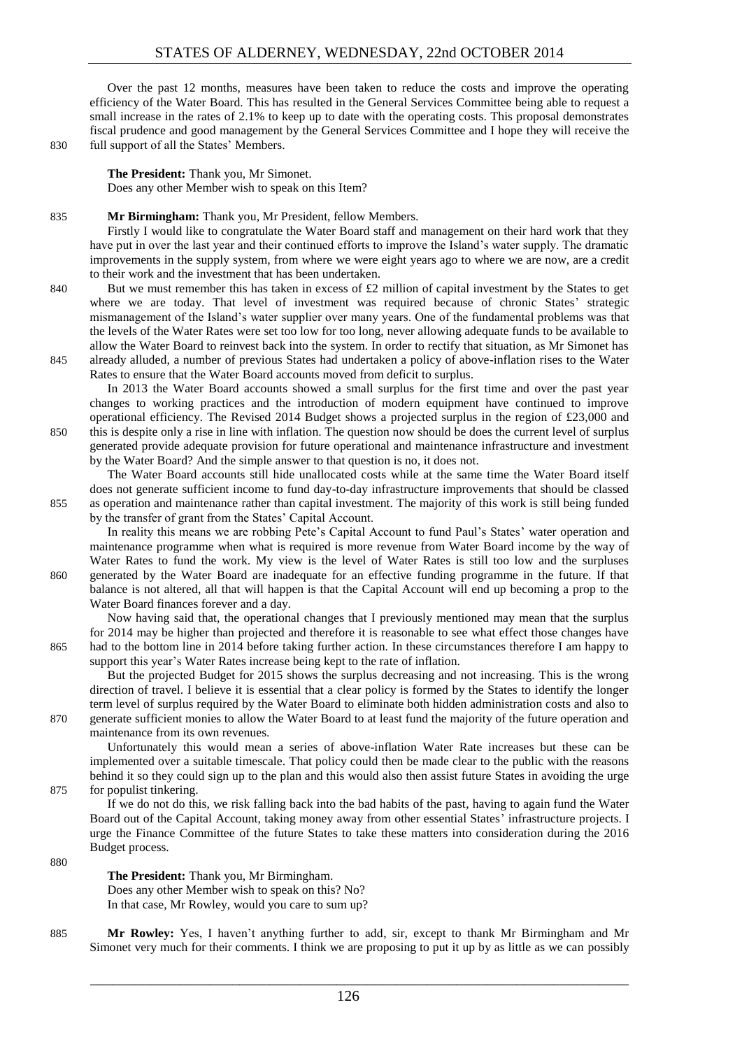Over the past 12 months, measures have been taken to reduce the costs and improve the operating efficiency of the Water Board. This has resulted in the General Services Committee being able to request a small increase in the rates of 2.1% to keep up to date with the operating costs. This proposal demonstrates fiscal prudence and good management by the General Services Committee and I hope they will receive the full support of all the States' Members.

**The President:** Thank you, Mr Simonet.
Does any other Member wish to speak on this Item?

**Mr Birmingham:** Thank you, Mr President, fellow Members.

Firstly I would like to congratulate the Water Board staff and management on their hard work that they have put in over the last year and their continued efforts to improve the Island's water supply. The dramatic improvements in the supply system, from where we were eight years ago to where we are now, are a credit to their work and the investment that has been undertaken.

But we must remember this has taken in excess of £2 million of capital investment by the States to get where we are today. That level of investment was required because of chronic States' strategic mismanagement of the Island's water supplier over many years. One of the fundamental problems was that the levels of the Water Rates were set too low for too long, never allowing adequate funds to be available to allow the Water Board to reinvest back into the system. In order to rectify that situation, as Mr Simonet has already alluded, a number of previous States had undertaken a policy of above-inflation rises to the Water Rates to ensure that the Water Board accounts moved from deficit to surplus.

In 2013 the Water Board accounts showed a small surplus for the first time and over the past year changes to working practices and the introduction of modern equipment have continued to improve operational efficiency. The Revised 2014 Budget shows a projected surplus in the region of £23,000 and this is despite only a rise in line with inflation. The question now should be does the current level of surplus generated provide adequate provision for future operational and maintenance infrastructure and investment by the Water Board? And the simple answer to that question is no, it does not.

The Water Board accounts still hide unallocated costs while at the same time the Water Board itself does not generate sufficient income to fund day-to-day infrastructure improvements that should be classed as operation and maintenance rather than capital investment. The majority of this work is still being funded by the transfer of grant from the States' Capital Account.

In reality this means we are robbing Pete's Capital Account to fund Paul's States' water operation and maintenance programme when what is required is more revenue from Water Board income by the way of Water Rates to fund the work. My view is the level of Water Rates is still too low and the surpluses generated by the Water Board are inadequate for an effective funding programme in the future. If that balance is not altered, all that will happen is that the Capital Account will end up becoming a prop to the Water Board finances forever and a day.

Now having said that, the operational changes that I previously mentioned may mean that the surplus for 2014 may be higher than projected and therefore it is reasonable to see what effect those changes have had to the bottom line in 2014 before taking further action. In these circumstances therefore I am happy to support this year's Water Rates increase being kept to the rate of inflation.

But the projected Budget for 2015 shows the surplus decreasing and not increasing. This is the wrong direction of travel. I believe it is essential that a clear policy is formed by the States to identify the longer term level of surplus required by the Water Board to eliminate both hidden administration costs and also to generate sufficient monies to allow the Water Board to at least fund the majority of the future operation and maintenance from its own revenues.

Unfortunately this would mean a series of above-inflation Water Rate increases but these can be implemented over a suitable timescale. That policy could then be made clear to the public with the reasons behind it so they could sign up to the plan and this would also then assist future States in avoiding the urge for populist tinkering.

If we do not do this, we risk falling back into the bad habits of the past, having to again fund the Water Board out of the Capital Account, taking money away from other essential States' infrastructure projects. I urge the Finance Committee of the future States to take these matters into consideration during the 2016 Budget process.

**The President:** Thank you, Mr Birmingham.
Does any other Member wish to speak on this? No?
In that case, Mr Rowley, would you care to sum up?

**Mr Rowley:** Yes, I haven't anything further to add, sir, except to thank Mr Birmingham and Mr Simonet very much for their comments. I think we are proposing to put it up by as little as we can possibly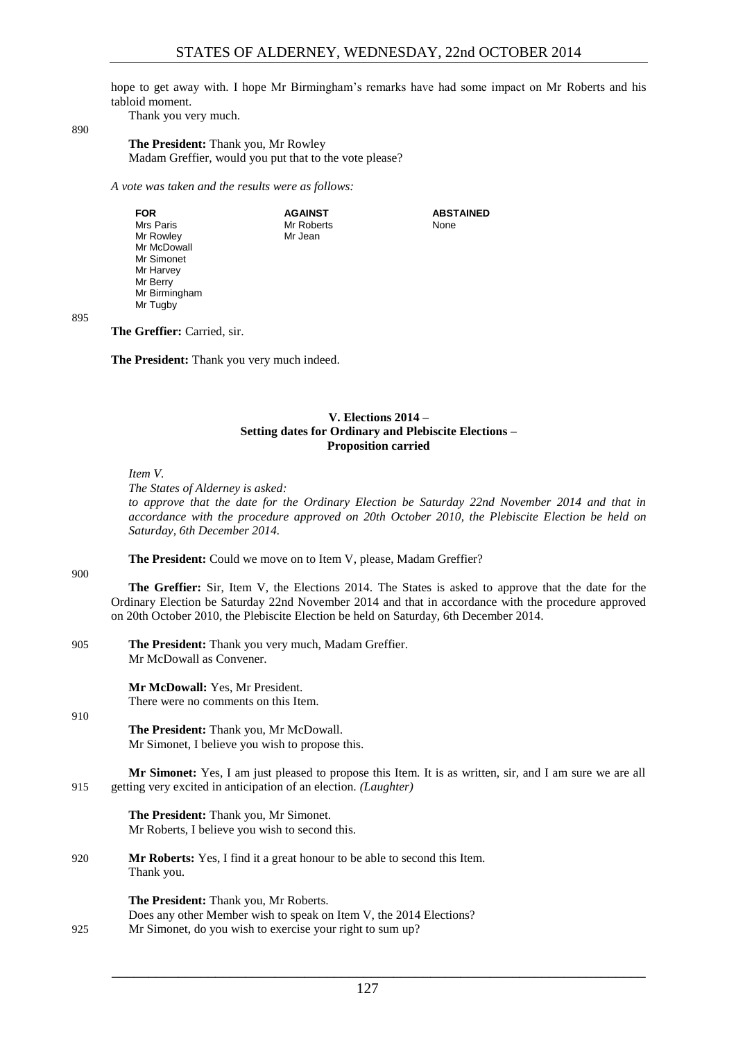hope to get away with. I hope Mr Birmingham's remarks have had some impact on Mr Roberts and his tabloid moment.

Thank you very much.

**The President:** Thank you, Mr Rowley

Madam Greffier, would you put that to the vote please?

*A vote was taken and the results were as follows:*

| FOR | AGAINST | ABSTAINED |
|---|---|---|
| Mrs Paris | Mr Roberts | None |
| Mr Rowley | Mr Jean | |
| Mr McDowall | | |
| Mr Simonet | | |
| Mr Harvey | | |
| Mr Berry | | |
| Mr Birmingham | | |
| Mr Tugby | | |

**The Greffier:** Carried, sir.

**The President:** Thank you very much indeed.

### V. Elections 2014 – Setting dates for Ordinary and Plebiscite Elections – Proposition carried

*Item V.*

*The States of Alderney is asked:*

*to approve that the date for the Ordinary Election be Saturday 22nd November 2014 and that in accordance with the procedure approved on 20th October 2010, the Plebiscite Election be held on Saturday, 6th December 2014.*

**The President:** Could we move on to Item V, please, Madam Greffier?

**The Greffier:** Sir, Item V, the Elections 2014. The States is asked to approve that the date for the Ordinary Election be Saturday 22nd November 2014 and that in accordance with the procedure approved on 20th October 2010, the Plebiscite Election be held on Saturday, 6th December 2014.

**The President:** Thank you very much, Madam Greffier.

Mr McDowall as Convener.

**Mr McDowall:** Yes, Mr President.

There were no comments on this Item.

**The President:** Thank you, Mr McDowall.

Mr Simonet, I believe you wish to propose this.

**Mr Simonet:** Yes, I am just pleased to propose this Item. It is as written, sir, and I am sure we are all getting very excited in anticipation of an election. *(Laughter)*

**The President:** Thank you, Mr Simonet.

Mr Roberts, I believe you wish to second this.

**Mr Roberts:** Yes, I find it a great honour to be able to second this Item.

Thank you.

**The President:** Thank you, Mr Roberts.

Does any other Member wish to speak on Item V, the 2014 Elections?

Mr Simonet, do you wish to exercise your right to sum up?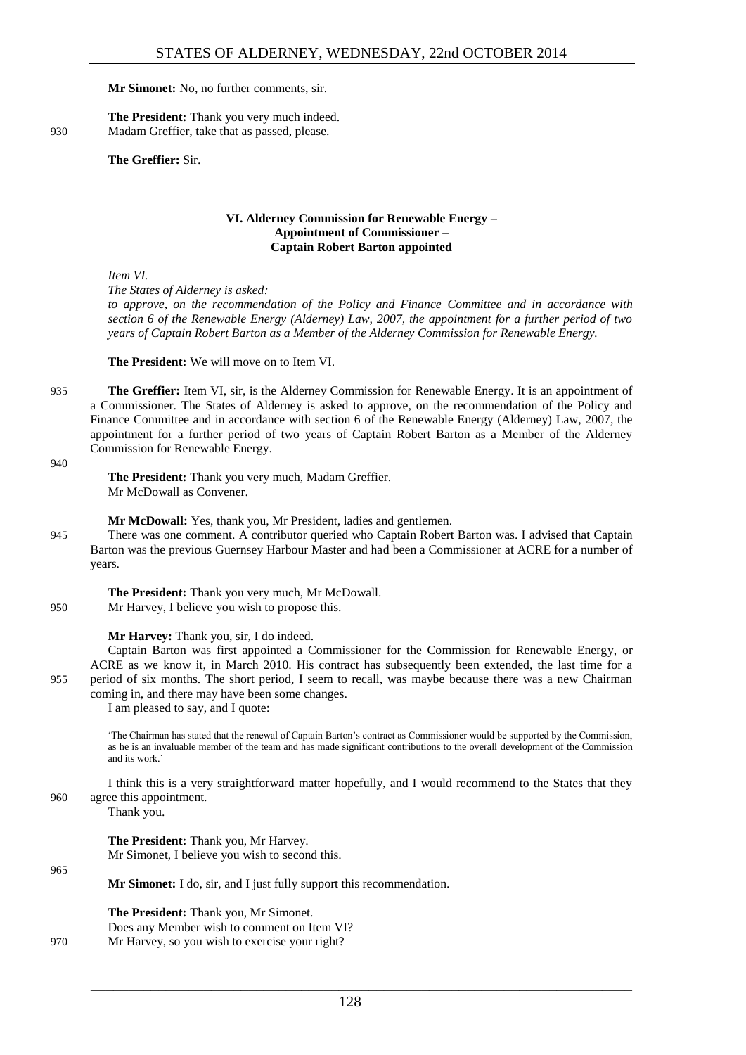**Mr Simonet:** No, no further comments, sir.

**The President:** Thank you very much indeed.
Madam Greffier, take that as passed, please.

**The Greffier:** Sir.

### VI. Alderney Commission for Renewable Energy – Appointment of Commissioner – Captain Robert Barton appointed

*Item VI.*

*The States of Alderney is asked:*

*to approve, on the recommendation of the Policy and Finance Committee and in accordance with section 6 of the Renewable Energy (Alderney) Law, 2007, the appointment for a further period of two years of Captain Robert Barton as a Member of the Alderney Commission for Renewable Energy.*

**The President:** We will move on to Item VI.

**The Greffier:** Item VI, sir, is the Alderney Commission for Renewable Energy. It is an appointment of a Commissioner. The States of Alderney is asked to approve, on the recommendation of the Policy and Finance Committee and in accordance with section 6 of the Renewable Energy (Alderney) Law, 2007, the appointment for a further period of two years of Captain Robert Barton as a Member of the Alderney Commission for Renewable Energy.

**The President:** Thank you very much, Madam Greffier.
Mr McDowall as Convener.

**Mr McDowall:** Yes, thank you, Mr President, ladies and gentlemen.
There was one comment. A contributor queried who Captain Robert Barton was. I advised that Captain Barton was the previous Guernsey Harbour Master and had been a Commissioner at ACRE for a number of years.

**The President:** Thank you very much, Mr McDowall.
Mr Harvey, I believe you wish to propose this.

**Mr Harvey:** Thank you, sir, I do indeed.
Captain Barton was first appointed a Commissioner for the Commission for Renewable Energy, or ACRE as we know it, in March 2010. His contract has subsequently been extended, the last time for a period of six months. The short period, I seem to recall, was maybe because there was a new Chairman coming in, and there may have been some changes.
I am pleased to say, and I quote:

> 'The Chairman has stated that the renewal of Captain Barton's contract as Commissioner would be supported by the Commission, as he is an invaluable member of the team and has made significant contributions to the overall development of the Commission and its work.'

I think this is a very straightforward matter hopefully, and I would recommend to the States that they agree this appointment.
Thank you.

**The President:** Thank you, Mr Harvey.
Mr Simonet, I believe you wish to second this.

**Mr Simonet:** I do, sir, and I just fully support this recommendation.

**The President:** Thank you, Mr Simonet.
Does any Member wish to comment on Item VI?
Mr Harvey, so you wish to exercise your right?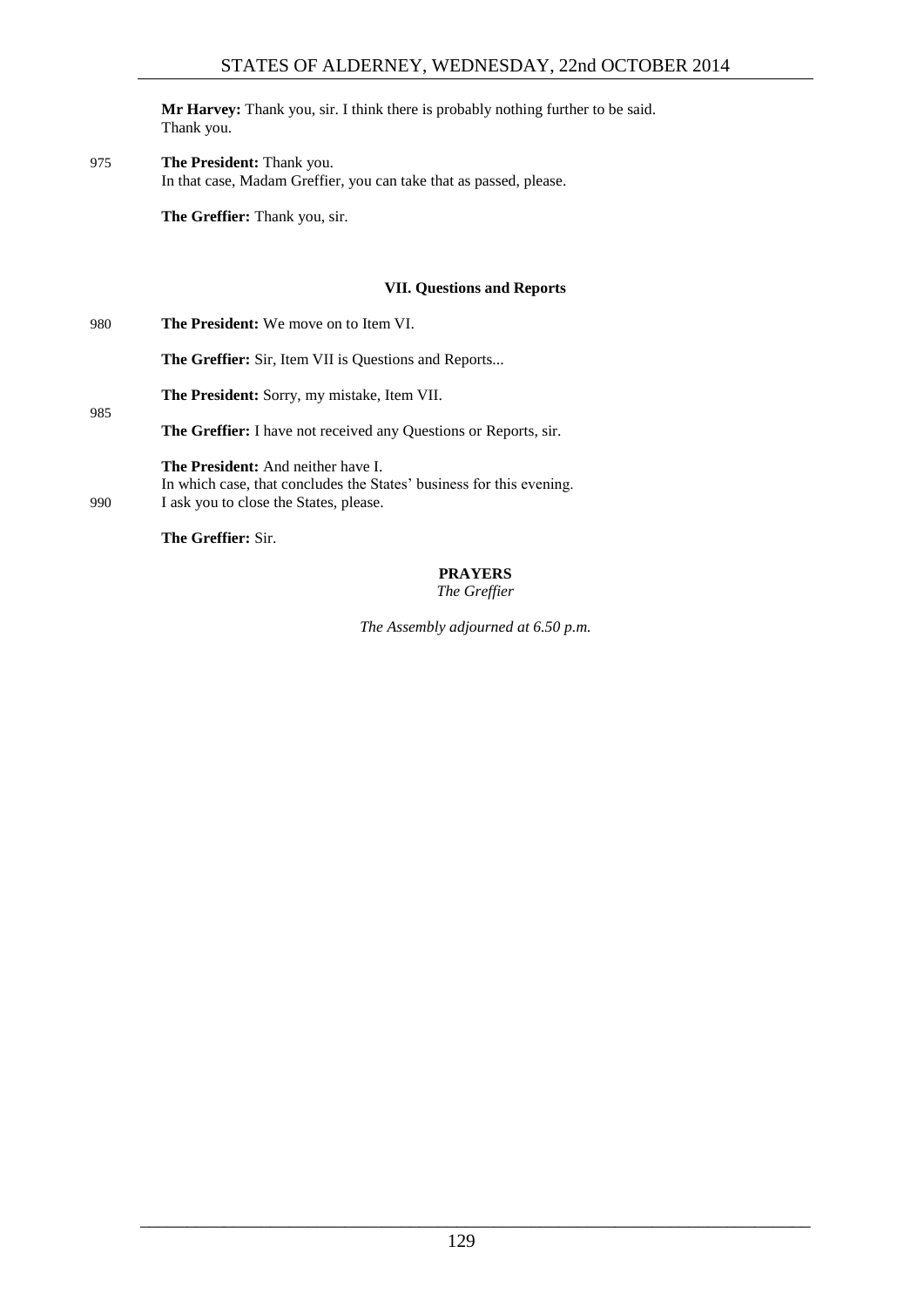**Mr Harvey:** Thank you, sir. I think there is probably nothing further to be said.
Thank you.

975 **The President:** Thank you.
In that case, Madam Greffier, you can take that as passed, please.

**The Greffier:** Thank you, sir.

### VII. Questions and Reports

980 **The President:** We move on to Item VI.

**The Greffier:** Sir, Item VII is Questions and Reports...

**The President:** Sorry, my mistake, Item VII.

985

**The Greffier:** I have not received any Questions or Reports, sir.

**The President:** And neither have I.
In which case, that concludes the States' business for this evening.
990 I ask you to close the States, please.

**The Greffier:** Sir.

**PRAYERS**
*The Greffier*

*The Assembly adjourned at 6.50 p.m.*